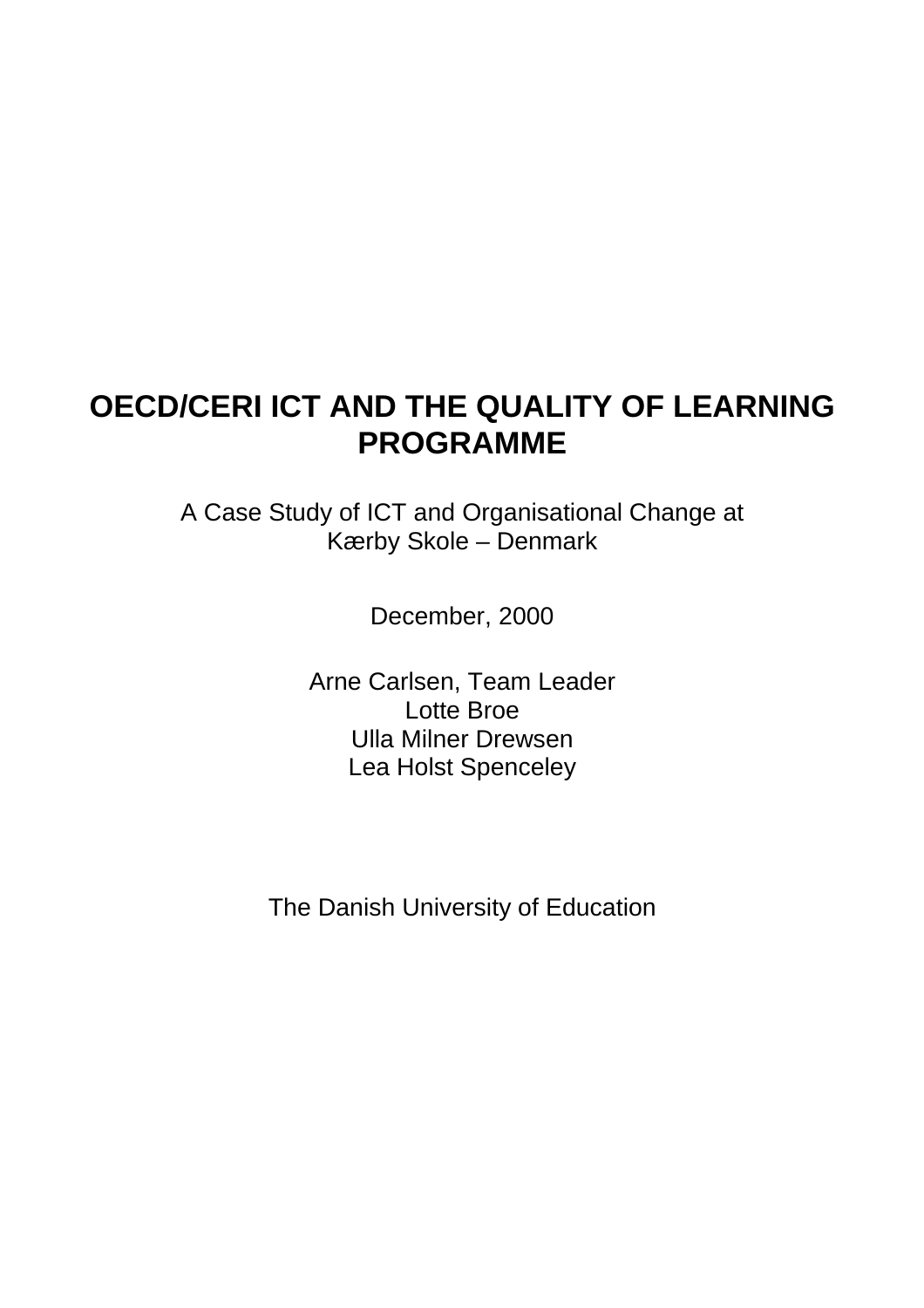# OECD/CERI ICT AND THE QUALITY OF LEARNING PROGRAMME

A Case Study of ICT and Organisational Change at
Kærby Skole – Denmark

December, 2000

Arne Carlsen, Team Leader
Lotte Broe
Ulla Milner Drewsen
Lea Holst Spenceley

The Danish University of Education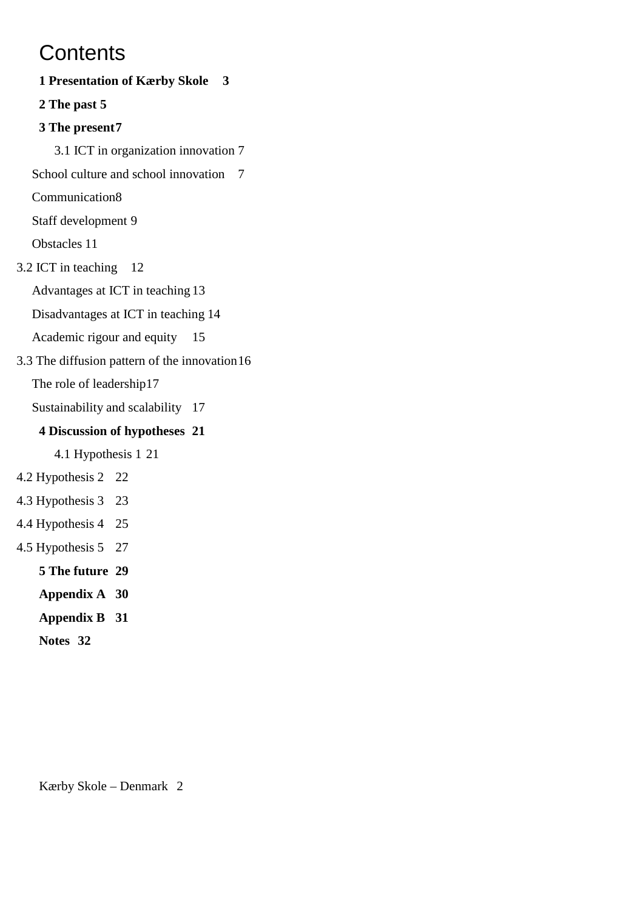# Contents

**1 Presentation of Kærby Skole 3**

**2 The past 5**

**3 The present 7**

3.1 ICT in organization innovation 7

School culture and school innovation 7

Communication 8

Staff development 9

Obstacles 11

3.2 ICT in teaching 12

Advantages at ICT in teaching 13

Disadvantages at ICT in teaching 14

Academic rigour and equity 15

3.3 The diffusion pattern of the innovation 16

The role of leadership 17

Sustainability and scalability 17

**4 Discussion of hypotheses 21**

4.1 Hypothesis 1 21

4.2 Hypothesis 2 22

4.3 Hypothesis 3 23

4.4 Hypothesis 4 25

4.5 Hypothesis 5 27

**5 The future 29**

**Appendix A 30**

**Appendix B 31**

**Notes 32**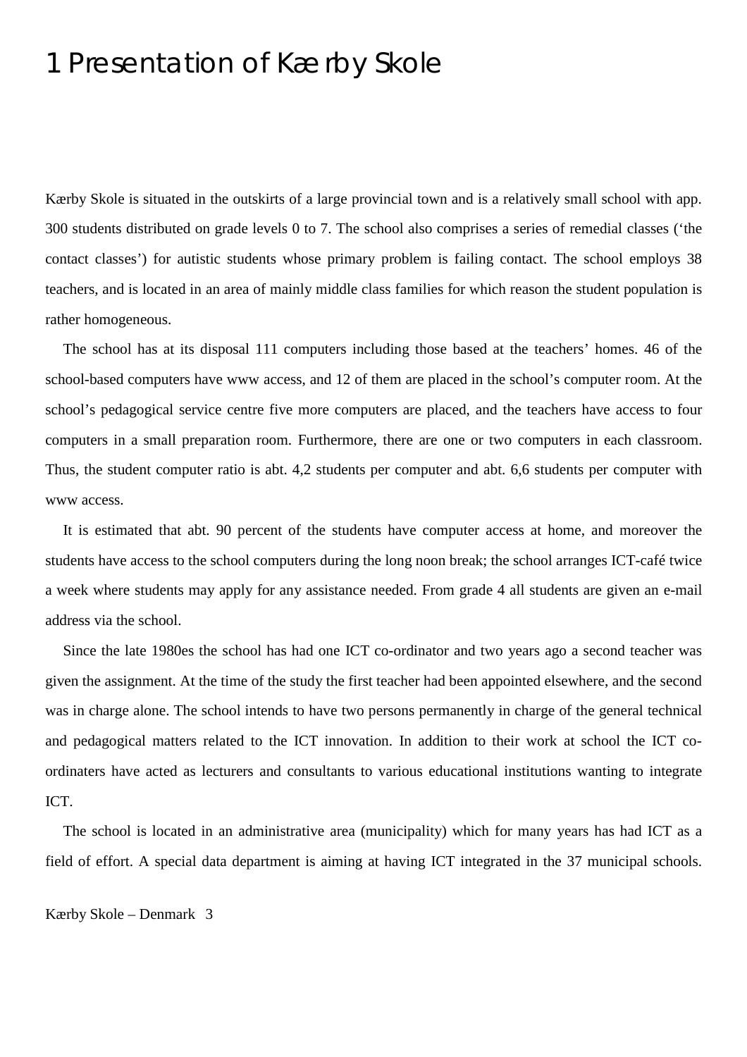# 1 Presentation of Kærby Skole

Kærby Skole is situated in the outskirts of a large provincial town and is a relatively small school with app. 300 students distributed on grade levels 0 to 7. The school also comprises a series of remedial classes ('the contact classes') for autistic students whose primary problem is failing contact. The school employs 38 teachers, and is located in an area of mainly middle class families for which reason the student population is rather homogeneous.

The school has at its disposal 111 computers including those based at the teachers' homes. 46 of the school-based computers have www access, and 12 of them are placed in the school's computer room. At the school's pedagogical service centre five more computers are placed, and the teachers have access to four computers in a small preparation room. Furthermore, there are one or two computers in each classroom. Thus, the student computer ratio is abt. 4,2 students per computer and abt. 6,6 students per computer with www access.

It is estimated that abt. 90 percent of the students have computer access at home, and moreover the students have access to the school computers during the long noon break; the school arranges ICT-café twice a week where students may apply for any assistance needed. From grade 4 all students are given an e-mail address via the school.

Since the late 1980es the school has had one ICT co-ordinator and two years ago a second teacher was given the assignment. At the time of the study the first teacher had been appointed elsewhere, and the second was in charge alone. The school intends to have two persons permanently in charge of the general technical and pedagogical matters related to the ICT innovation. In addition to their work at school the ICT co-ordinaters have acted as lecturers and consultants to various educational institutions wanting to integrate ICT.

The school is located in an administrative area (municipality) which for many years has had ICT as a field of effort. A special data department is aiming at having ICT integrated in the 37 municipal schools.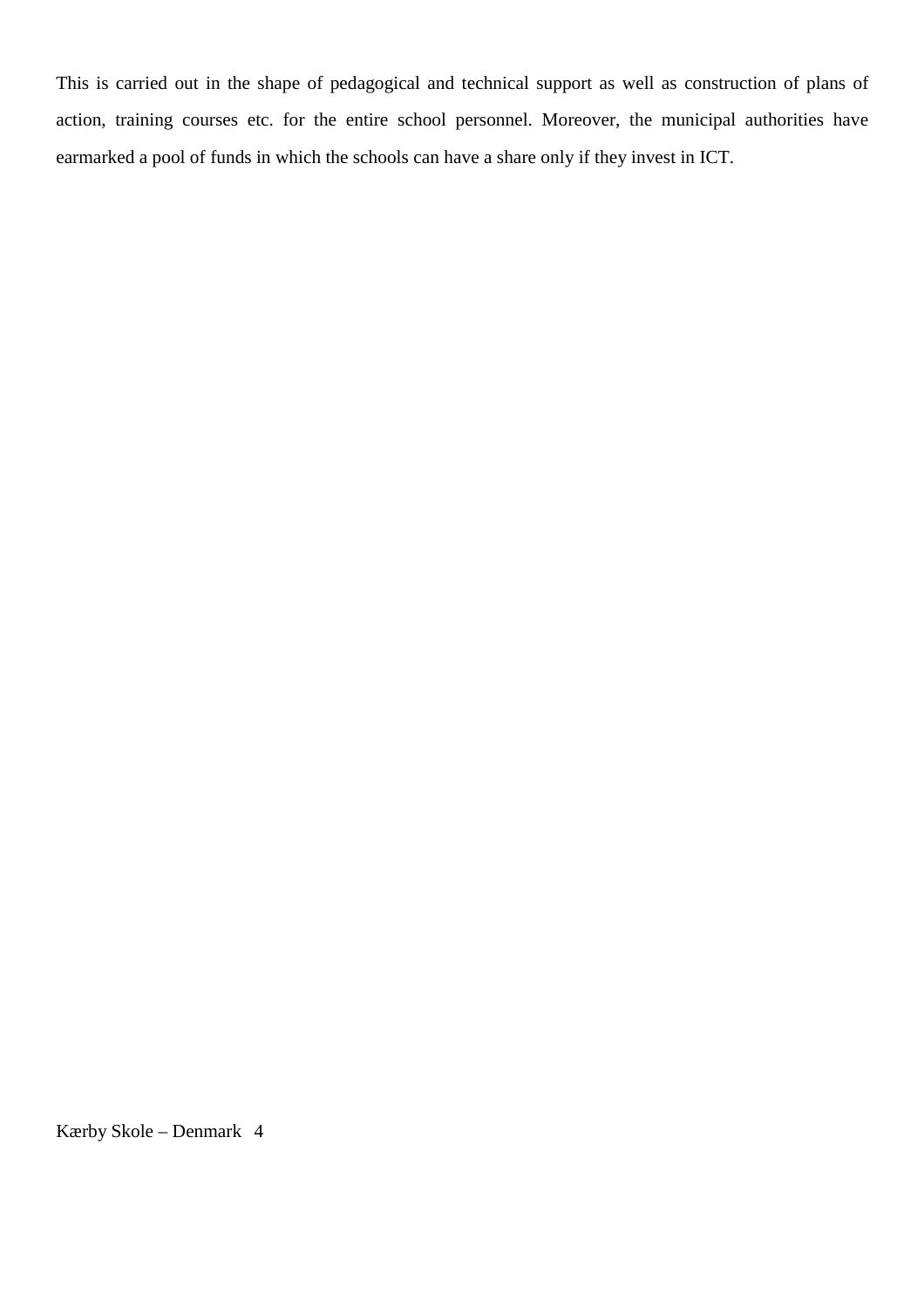This is carried out in the shape of pedagogical and technical support as well as construction of plans of action, training courses etc. for the entire school personnel. Moreover, the municipal authorities have earmarked a pool of funds in which the schools can have a share only if they invest in ICT.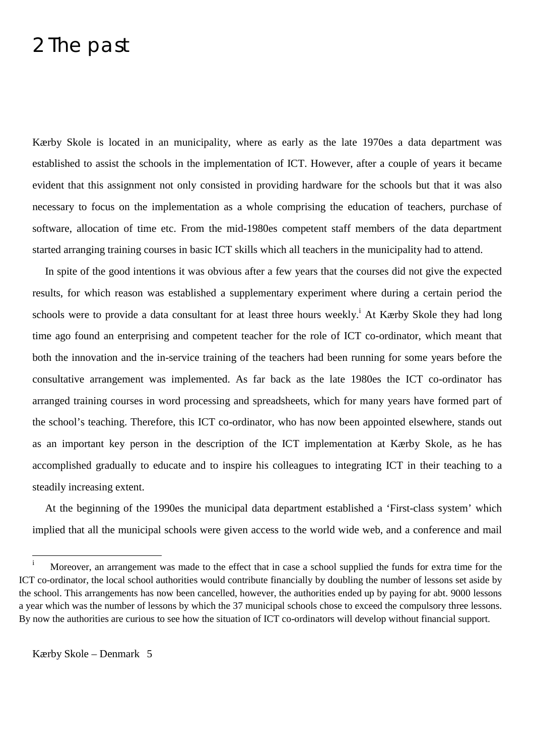# 2 The past

Kærby Skole is located in an municipality, where as early as the late 1970es a data department was established to assist the schools in the implementation of ICT. However, after a couple of years it became evident that this assignment not only consisted in providing hardware for the schools but that it was also necessary to focus on the implementation as a whole comprising the education of teachers, purchase of software, allocation of time etc. From the mid-1980es competent staff members of the data department started arranging training courses in basic ICT skills which all teachers in the municipality had to attend.

In spite of the good intentions it was obvious after a few years that the courses did not give the expected results, for which reason was established a supplementary experiment where during a certain period the schools were to provide a data consultant for at least three hours weekly.[i] At Kærby Skole they had long time ago found an enterprising and competent teacher for the role of ICT co-ordinator, which meant that both the innovation and the in-service training of the teachers had been running for some years before the consultative arrangement was implemented. As far back as the late 1980es the ICT co-ordinator has arranged training courses in word processing and spreadsheets, which for many years have formed part of the school's teaching. Therefore, this ICT co-ordinator, who has now been appointed elsewhere, stands out as an important key person in the description of the ICT implementation at Kærby Skole, as he has accomplished gradually to educate and to inspire his colleagues to integrating ICT in their teaching to a steadily increasing extent.

At the beginning of the 1990es the municipal data department established a 'First-class system' which implied that all the municipal schools were given access to the world wide web, and a conference and mail

---

[i] Moreover, an arrangement was made to the effect that in case a school supplied the funds for extra time for the ICT co-ordinator, the local school authorities would contribute financially by doubling the number of lessons set aside by the school. This arrangements has now been cancelled, however, the authorities ended up by paying for abt. 9000 lessons a year which was the number of lessons by which the 37 municipal schools chose to exceed the compulsory three lessons. By now the authorities are curious to see how the situation of ICT co-ordinators will develop without financial support.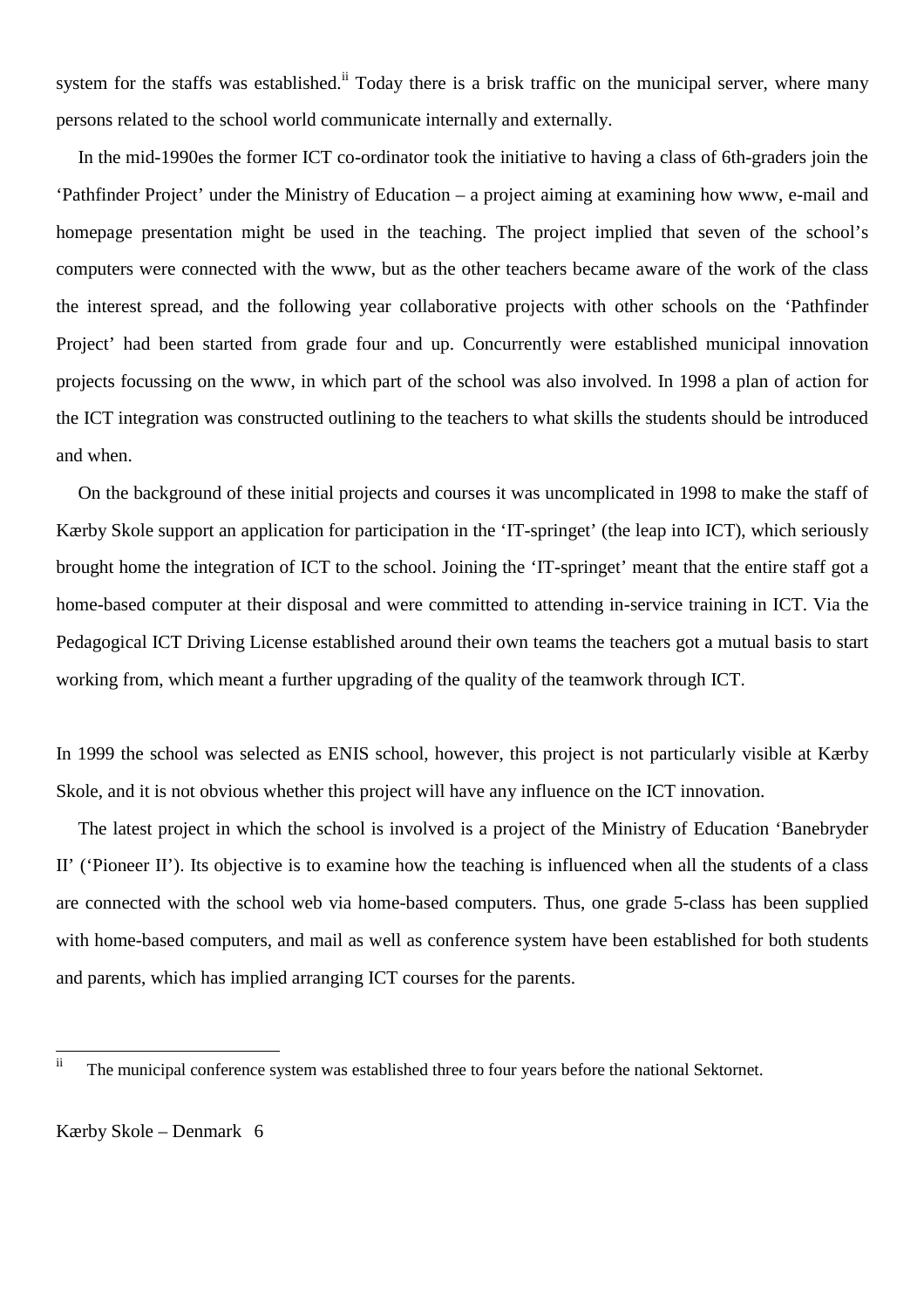system for the staffs was established.[ii] Today there is a brisk traffic on the municipal server, where many persons related to the school world communicate internally and externally.

In the mid-1990es the former ICT co-ordinator took the initiative to having a class of 6th-graders join the 'Pathfinder Project' under the Ministry of Education – a project aiming at examining how www, e-mail and homepage presentation might be used in the teaching. The project implied that seven of the school's computers were connected with the www, but as the other teachers became aware of the work of the class the interest spread, and the following year collaborative projects with other schools on the 'Pathfinder Project' had been started from grade four and up. Concurrently were established municipal innovation projects focussing on the www, in which part of the school was also involved. In 1998 a plan of action for the ICT integration was constructed outlining to the teachers to what skills the students should be introduced and when.

On the background of these initial projects and courses it was uncomplicated in 1998 to make the staff of Kærby Skole support an application for participation in the 'IT-springet' (the leap into ICT), which seriously brought home the integration of ICT to the school. Joining the 'IT-springet' meant that the entire staff got a home-based computer at their disposal and were committed to attending in-service training in ICT. Via the Pedagogical ICT Driving License established around their own teams the teachers got a mutual basis to start working from, which meant a further upgrading of the quality of the teamwork through ICT.

In 1999 the school was selected as ENIS school, however, this project is not particularly visible at Kærby Skole, and it is not obvious whether this project will have any influence on the ICT innovation.

The latest project in which the school is involved is a project of the Ministry of Education 'Banebryder II' ('Pioneer II'). Its objective is to examine how the teaching is influenced when all the students of a class are connected with the school web via home-based computers. Thus, one grade 5-class has been supplied with home-based computers, and mail as well as conference system have been established for both students and parents, which has implied arranging ICT courses for the parents.

---

[ii] The municipal conference system was established three to four years before the national Sektornet.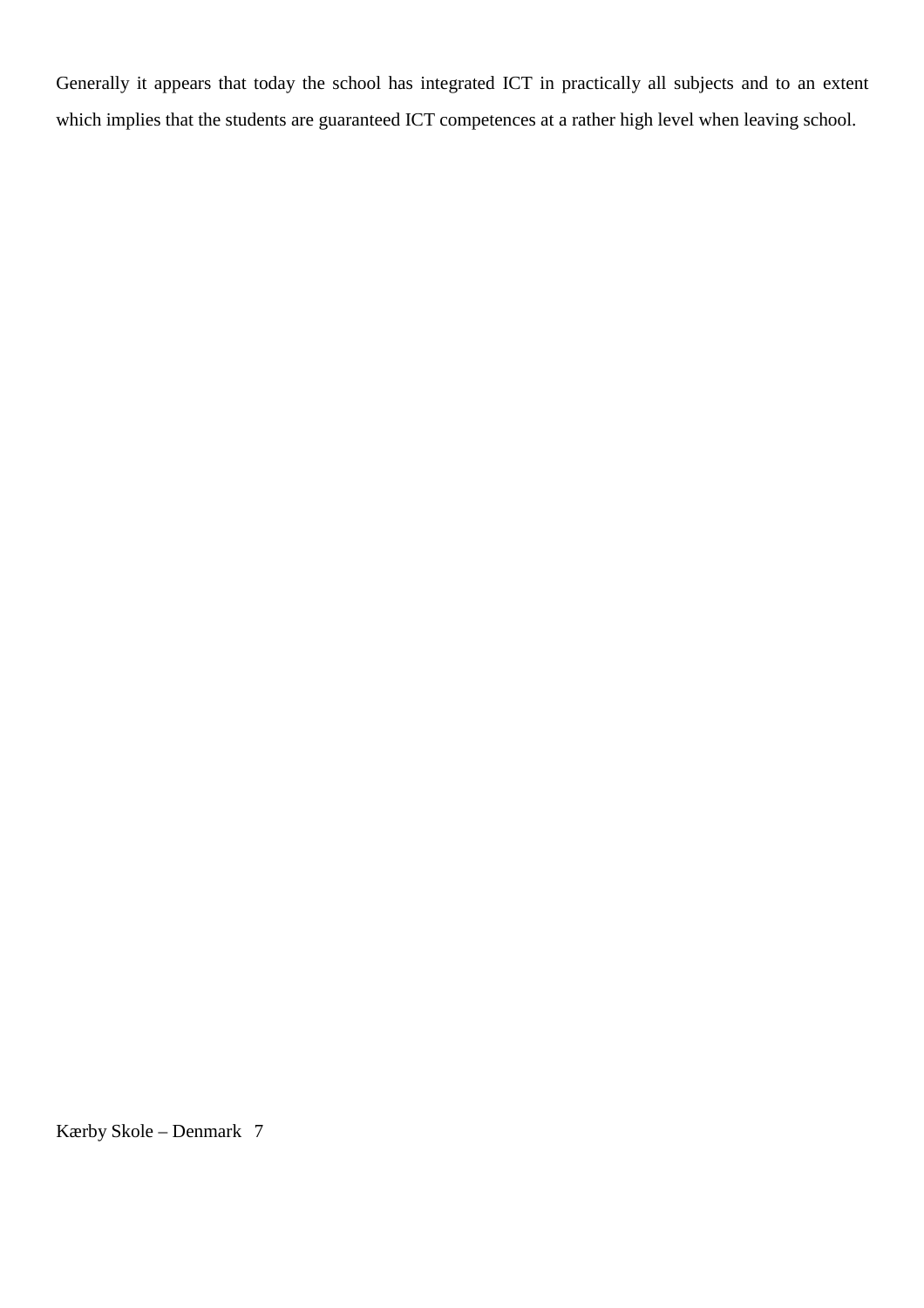Generally it appears that today the school has integrated ICT in practically all subjects and to an extent which implies that the students are guaranteed ICT competences at a rather high level when leaving school.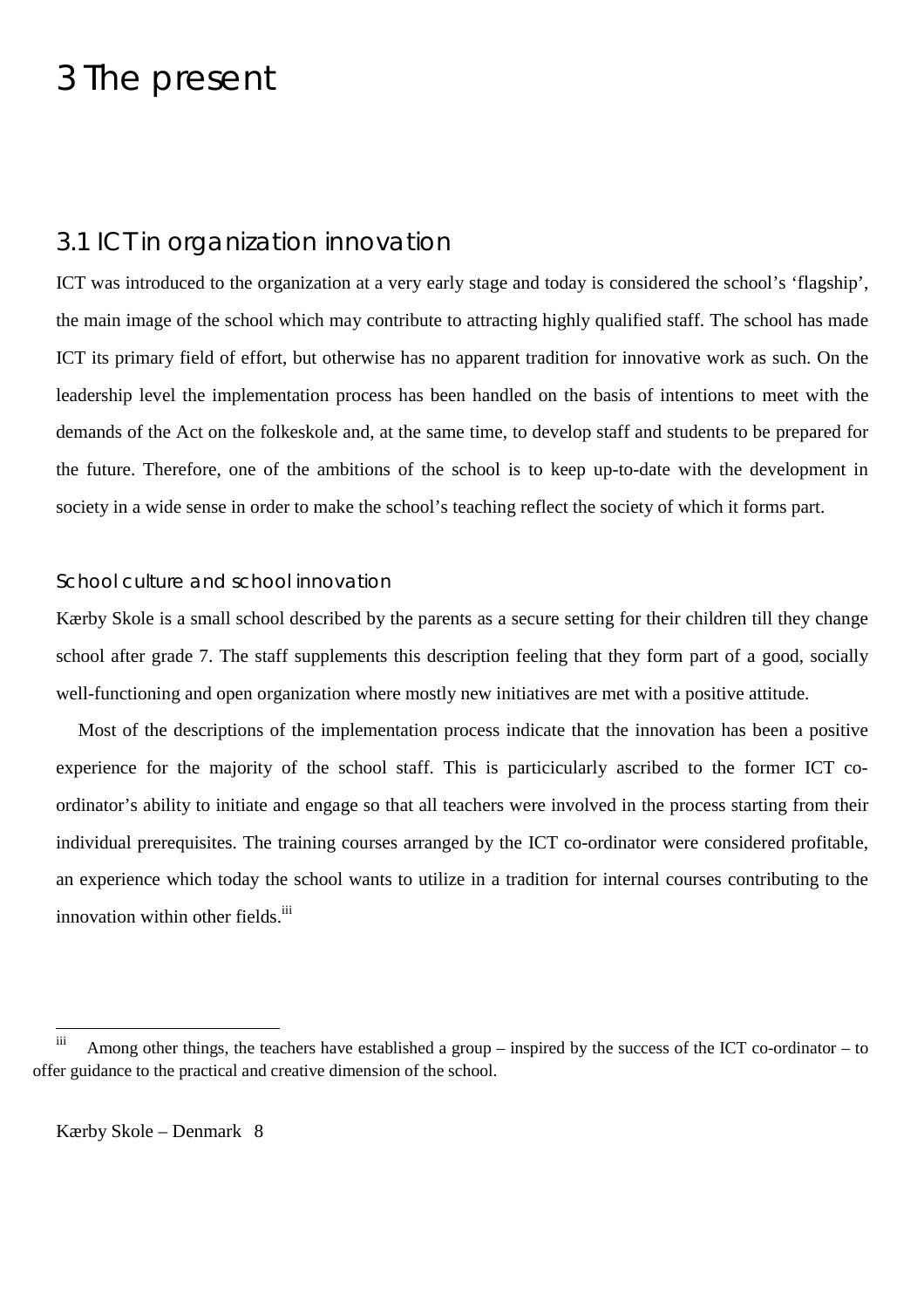# 3 The present

## 3.1 ICT in organization innovation

ICT was introduced to the organization at a very early stage and today is considered the school's 'flagship', the main image of the school which may contribute to attracting highly qualified staff. The school has made ICT its primary field of effort, but otherwise has no apparent tradition for innovative work as such. On the leadership level the implementation process has been handled on the basis of intentions to meet with the demands of the Act on the folkeskole and, at the same time, to develop staff and students to be prepared for the future. Therefore, one of the ambitions of the school is to keep up-to-date with the development in society in a wide sense in order to make the school's teaching reflect the society of which it forms part.

### School culture and school innovation

Kærby Skole is a small school described by the parents as a secure setting for their children till they change school after grade 7. The staff supplements this description feeling that they form part of a good, socially well-functioning and open organization where mostly new initiatives are met with a positive attitude.

Most of the descriptions of the implementation process indicate that the innovation has been a positive experience for the majority of the school staff. This is particicularly ascribed to the former ICT co-ordinator's ability to initiate and engage so that all teachers were involved in the process starting from their individual prerequisites. The training courses arranged by the ICT co-ordinator were considered profitable, an experience which today the school wants to utilize in a tradition for internal courses contributing to the innovation within other fields.[iii]

---

[iii] Among other things, the teachers have established a group – inspired by the success of the ICT co-ordinator – to offer guidance to the practical and creative dimension of the school.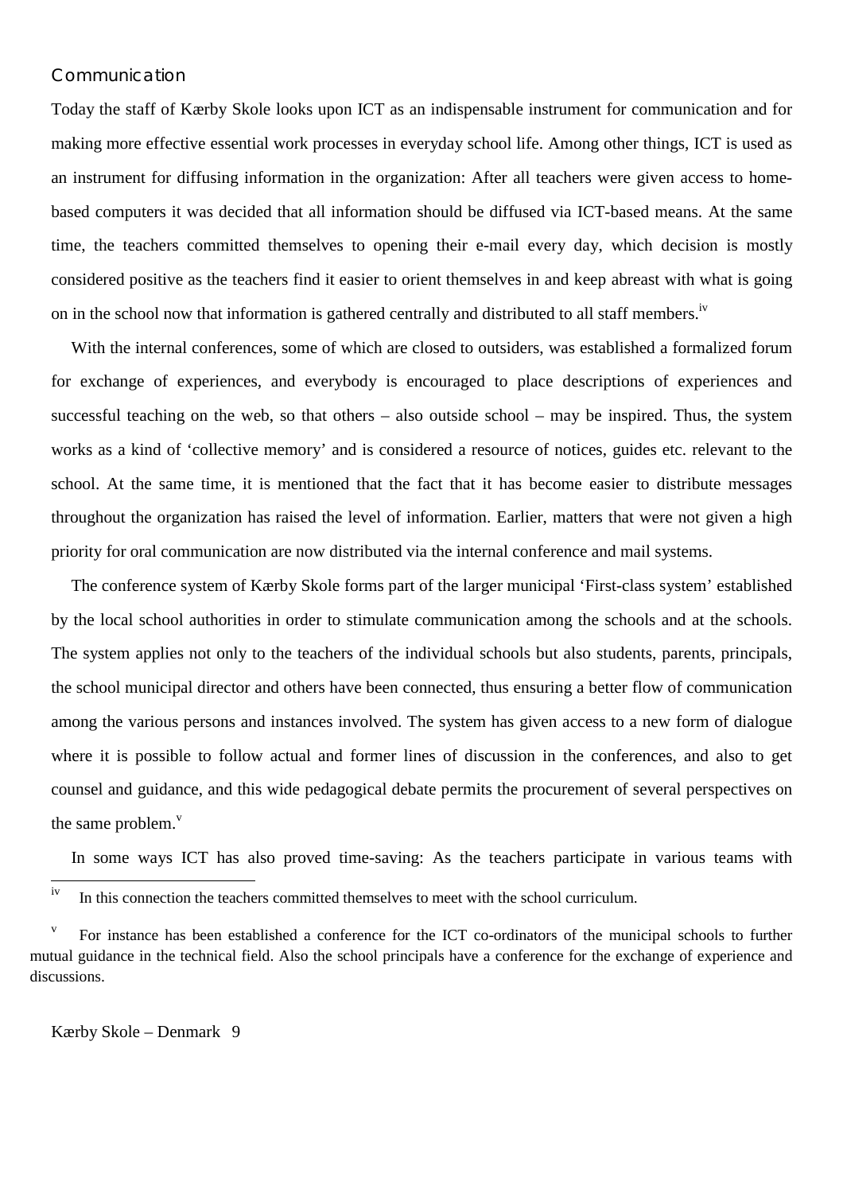## Communication

Today the staff of Kærby Skole looks upon ICT as an indispensable instrument for communication and for making more effective essential work processes in everyday school life. Among other things, ICT is used as an instrument for diffusing information in the organization: After all teachers were given access to home-based computers it was decided that all information should be diffused via ICT-based means. At the same time, the teachers committed themselves to opening their e-mail every day, which decision is mostly considered positive as the teachers find it easier to orient themselves in and keep abreast with what is going on in the school now that information is gathered centrally and distributed to all staff members.[iv]

With the internal conferences, some of which are closed to outsiders, was established a formalized forum for exchange of experiences, and everybody is encouraged to place descriptions of experiences and successful teaching on the web, so that others – also outside school – may be inspired. Thus, the system works as a kind of 'collective memory' and is considered a resource of notices, guides etc. relevant to the school. At the same time, it is mentioned that the fact that it has become easier to distribute messages throughout the organization has raised the level of information. Earlier, matters that were not given a high priority for oral communication are now distributed via the internal conference and mail systems.

The conference system of Kærby Skole forms part of the larger municipal 'First-class system' established by the local school authorities in order to stimulate communication among the schools and at the schools. The system applies not only to the teachers of the individual schools but also students, parents, principals, the school municipal director and others have been connected, thus ensuring a better flow of communication among the various persons and instances involved. The system has given access to a new form of dialogue where it is possible to follow actual and former lines of discussion in the conferences, and also to get counsel and guidance, and this wide pedagogical debate permits the procurement of several perspectives on the same problem.[v]

In some ways ICT has also proved time-saving: As the teachers participate in various teams with

---

[iv] In this connection the teachers committed themselves to meet with the school curriculum.

[v] For instance has been established a conference for the ICT co-ordinators of the municipal schools to further mutual guidance in the technical field. Also the school principals have a conference for the exchange of experience and discussions.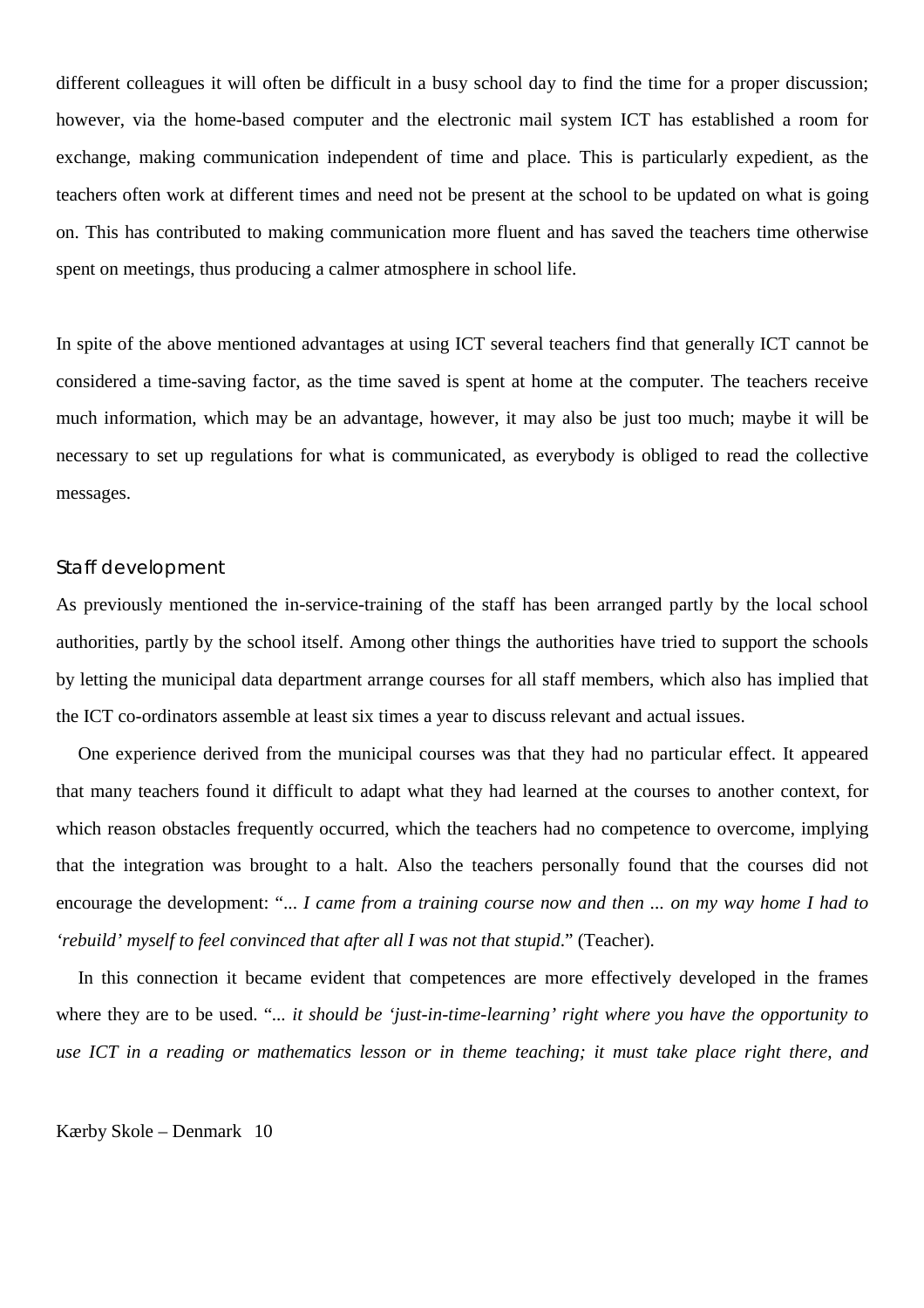different colleagues it will often be difficult in a busy school day to find the time for a proper discussion; however, via the home-based computer and the electronic mail system ICT has established a room for exchange, making communication independent of time and place. This is particularly expedient, as the teachers often work at different times and need not be present at the school to be updated on what is going on. This has contributed to making communication more fluent and has saved the teachers time otherwise spent on meetings, thus producing a calmer atmosphere in school life.

In spite of the above mentioned advantages at using ICT several teachers find that generally ICT cannot be considered a time-saving factor, as the time saved is spent at home at the computer. The teachers receive much information, which may be an advantage, however, it may also be just too much; maybe it will be necessary to set up regulations for what is communicated, as everybody is obliged to read the collective messages.

### Staff development

As previously mentioned the in-service-training of the staff has been arranged partly by the local school authorities, partly by the school itself. Among other things the authorities have tried to support the schools by letting the municipal data department arrange courses for all staff members, which also has implied that the ICT co-ordinators assemble at least six times a year to discuss relevant and actual issues.

One experience derived from the municipal courses was that they had no particular effect. It appeared that many teachers found it difficult to adapt what they had learned at the courses to another context, for which reason obstacles frequently occurred, which the teachers had no competence to overcome, implying that the integration was brought to a halt. Also the teachers personally found that the courses did not encourage the development: "*... I came from a training course now and then ... on my way home I had to 'rebuild' myself to feel convinced that after all I was not that stupid*." (Teacher).

In this connection it became evident that competences are more effectively developed in the frames where they are to be used. "*... it should be 'just-in-time-learning' right where you have the opportunity to use ICT in a reading or mathematics lesson or in theme teaching; it must take place right there, and*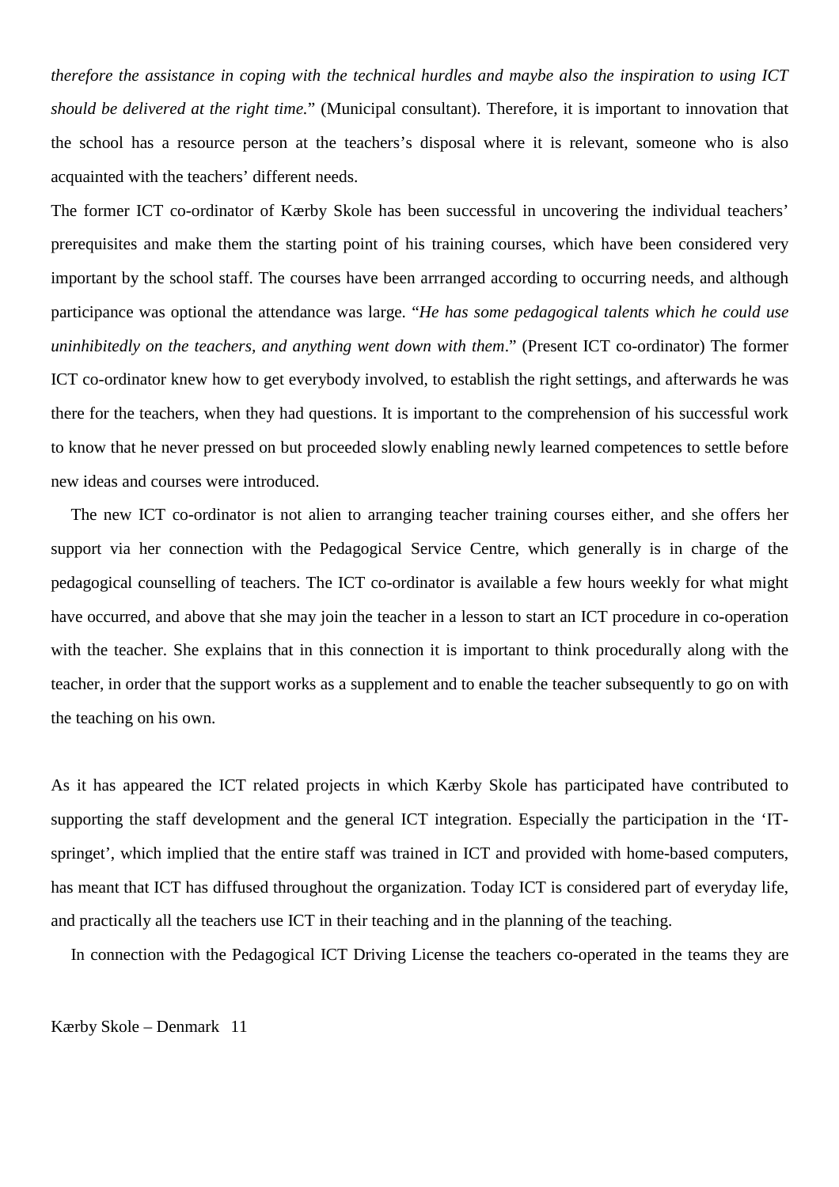*therefore the assistance in coping with the technical hurdles and maybe also the inspiration to using ICT should be delivered at the right time.*" (Municipal consultant). Therefore, it is important to innovation that the school has a resource person at the teachers's disposal where it is relevant, someone who is also acquainted with the teachers' different needs.

The former ICT co-ordinator of Kærby Skole has been successful in uncovering the individual teachers' prerequisites and make them the starting point of his training courses, which have been considered very important by the school staff. The courses have been arrranged according to occurring needs, and although participance was optional the attendance was large. "*He has some pedagogical talents which he could use uninhibitedly on the teachers, and anything went down with them*." (Present ICT co-ordinator) The former ICT co-ordinator knew how to get everybody involved, to establish the right settings, and afterwards he was there for the teachers, when they had questions. It is important to the comprehension of his successful work to know that he never pressed on but proceeded slowly enabling newly learned competences to settle before new ideas and courses were introduced.

The new ICT co-ordinator is not alien to arranging teacher training courses either, and she offers her support via her connection with the Pedagogical Service Centre, which generally is in charge of the pedagogical counselling of teachers. The ICT co-ordinator is available a few hours weekly for what might have occurred, and above that she may join the teacher in a lesson to start an ICT procedure in co-operation with the teacher. She explains that in this connection it is important to think procedurally along with the teacher, in order that the support works as a supplement and to enable the teacher subsequently to go on with the teaching on his own.

As it has appeared the ICT related projects in which Kærby Skole has participated have contributed to supporting the staff development and the general ICT integration. Especially the participation in the 'IT-springet', which implied that the entire staff was trained in ICT and provided with home-based computers, has meant that ICT has diffused throughout the organization. Today ICT is considered part of everyday life, and practically all the teachers use ICT in their teaching and in the planning of the teaching.

In connection with the Pedagogical ICT Driving License the teachers co-operated in the teams they are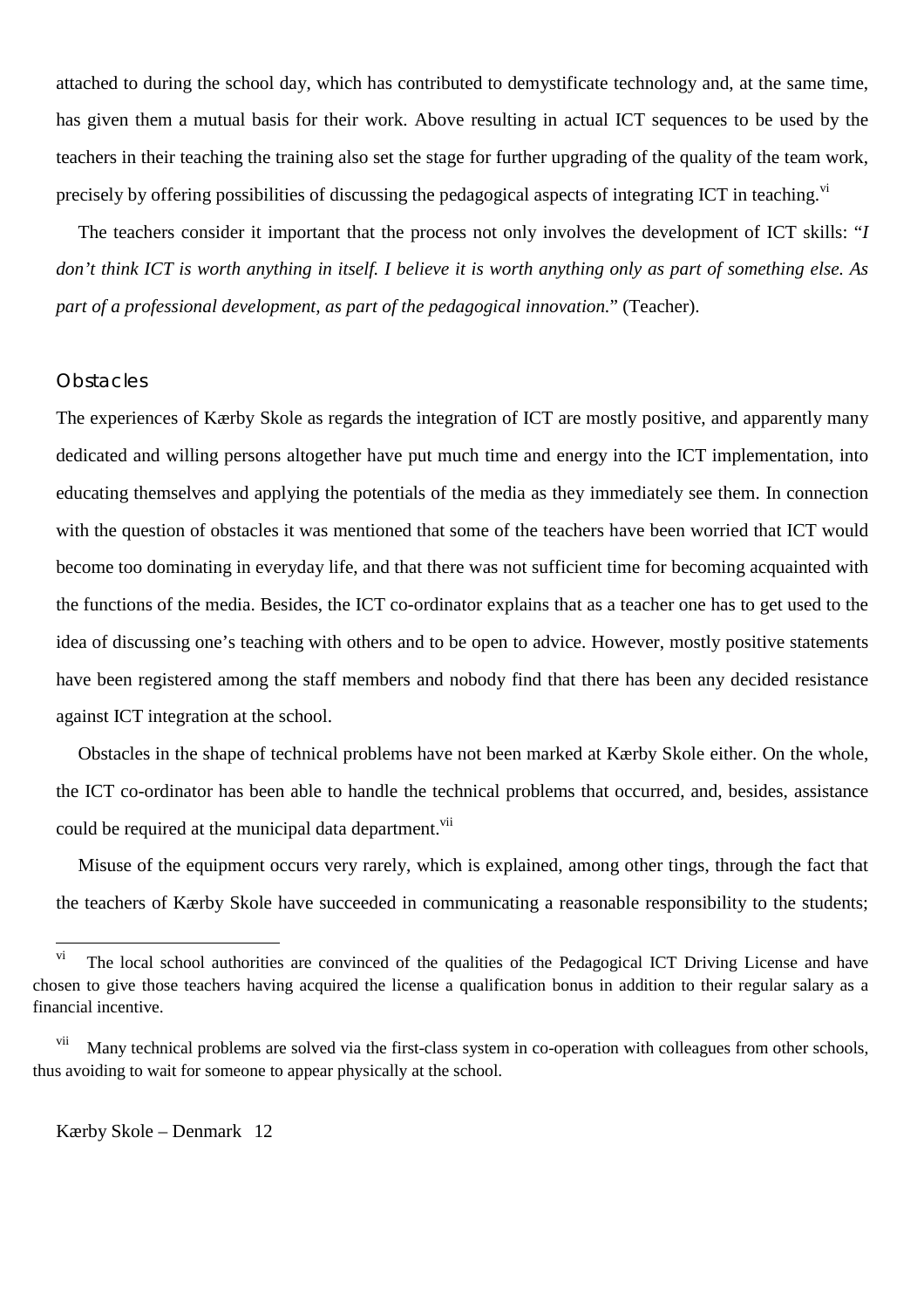attached to during the school day, which has contributed to demystificate technology and, at the same time, has given them a mutual basis for their work. Above resulting in actual ICT sequences to be used by the teachers in their teaching the training also set the stage for further upgrading of the quality of the team work, precisely by offering possibilities of discussing the pedagogical aspects of integrating ICT in teaching.[vi]

The teachers consider it important that the process not only involves the development of ICT skills: "*I don't think ICT is worth anything in itself. I believe it is worth anything only as part of something else. As part of a professional development, as part of the pedagogical innovation.*" (Teacher).

### Obstacles

The experiences of Kærby Skole as regards the integration of ICT are mostly positive, and apparently many dedicated and willing persons altogether have put much time and energy into the ICT implementation, into educating themselves and applying the potentials of the media as they immediately see them. In connection with the question of obstacles it was mentioned that some of the teachers have been worried that ICT would become too dominating in everyday life, and that there was not sufficient time for becoming acquainted with the functions of the media. Besides, the ICT co-ordinator explains that as a teacher one has to get used to the idea of discussing one's teaching with others and to be open to advice. However, mostly positive statements have been registered among the staff members and nobody find that there has been any decided resistance against ICT integration at the school.

Obstacles in the shape of technical problems have not been marked at Kærby Skole either. On the whole, the ICT co-ordinator has been able to handle the technical problems that occurred, and, besides, assistance could be required at the municipal data department.[vii]

Misuse of the equipment occurs very rarely, which is explained, among other tings, through the fact that the teachers of Kærby Skole have succeeded in communicating a reasonable responsibility to the students;

---

[vi] The local school authorities are convinced of the qualities of the Pedagogical ICT Driving License and have chosen to give those teachers having acquired the license a qualification bonus in addition to their regular salary as a financial incentive.

[vii] Many technical problems are solved via the first-class system in co-operation with colleagues from other schools, thus avoiding to wait for someone to appear physically at the school.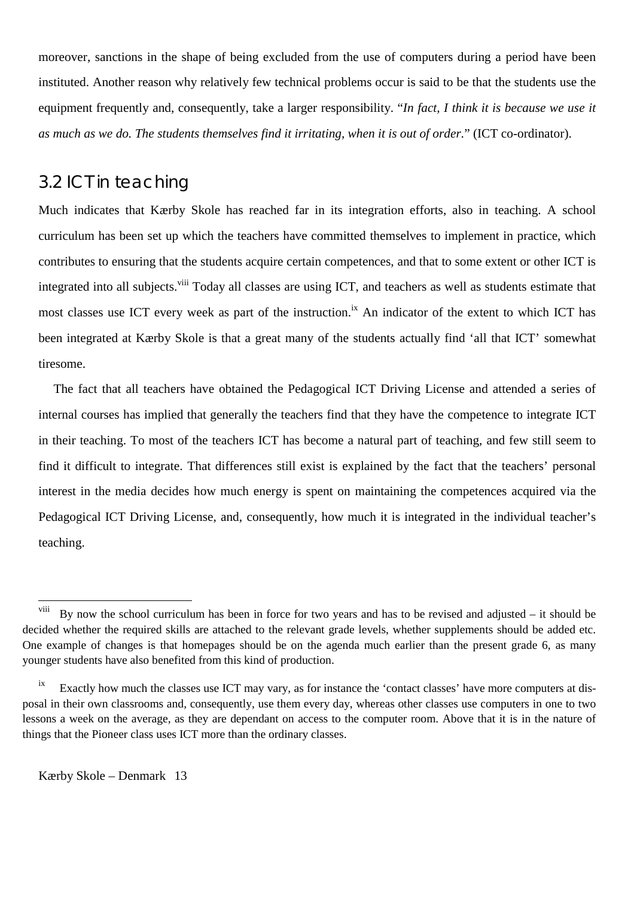moreover, sanctions in the shape of being excluded from the use of computers during a period have been instituted. Another reason why relatively few technical problems occur is said to be that the students use the equipment frequently and, consequently, take a larger responsibility. "*In fact, I think it is because we use it as much as we do. The students themselves find it irritating, when it is out of order.*" (ICT co-ordinator).

## 3.2 ICT in teaching

Much indicates that Kærby Skole has reached far in its integration efforts, also in teaching. A school curriculum has been set up which the teachers have committed themselves to implement in practice, which contributes to ensuring that the students acquire certain competences, and that to some extent or other ICT is integrated into all subjects.[viii] Today all classes are using ICT, and teachers as well as students estimate that most classes use ICT every week as part of the instruction.[ix] An indicator of the extent to which ICT has been integrated at Kærby Skole is that a great many of the students actually find 'all that ICT' somewhat tiresome.

The fact that all teachers have obtained the Pedagogical ICT Driving License and attended a series of internal courses has implied that generally the teachers find that they have the competence to integrate ICT in their teaching. To most of the teachers ICT has become a natural part of teaching, and few still seem to find it difficult to integrate. That differences still exist is explained by the fact that the teachers' personal interest in the media decides how much energy is spent on maintaining the competences acquired via the Pedagogical ICT Driving License, and, consequently, how much it is integrated in the individual teacher's teaching.

---

[viii] By now the school curriculum has been in force for two years and has to be revised and adjusted – it should be decided whether the required skills are attached to the relevant grade levels, whether supplements should be added etc. One example of changes is that homepages should be on the agenda much earlier than the present grade 6, as many younger students have also benefited from this kind of production.

[ix] Exactly how much the classes use ICT may vary, as for instance the 'contact classes' have more computers at disposal in their own classrooms and, consequently, use them every day, whereas other classes use computers in one to two lessons a week on the average, as they are dependant on access to the computer room. Above that it is in the nature of things that the Pioneer class uses ICT more than the ordinary classes.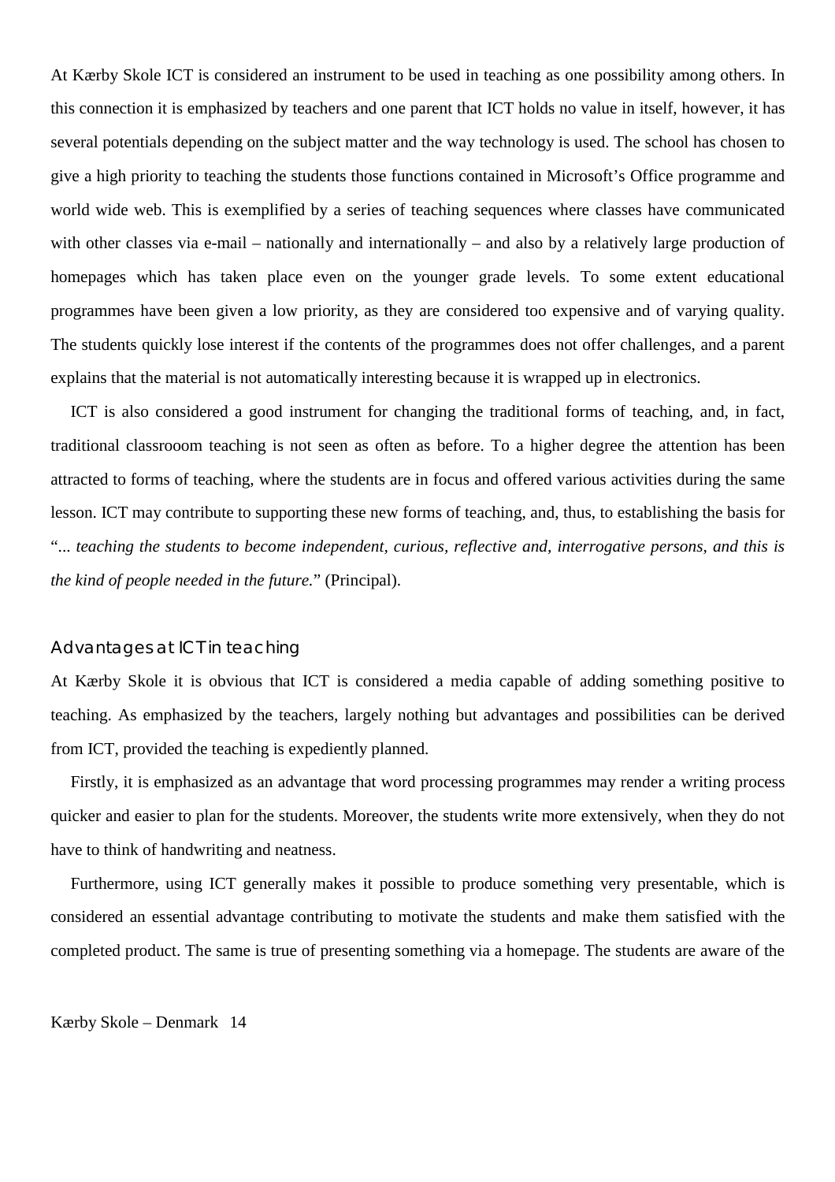At Kærby Skole ICT is considered an instrument to be used in teaching as one possibility among others. In this connection it is emphasized by teachers and one parent that ICT holds no value in itself, however, it has several potentials depending on the subject matter and the way technology is used. The school has chosen to give a high priority to teaching the students those functions contained in Microsoft's Office programme and world wide web. This is exemplified by a series of teaching sequences where classes have communicated with other classes via e-mail – nationally and internationally – and also by a relatively large production of homepages which has taken place even on the younger grade levels. To some extent educational programmes have been given a low priority, as they are considered too expensive and of varying quality. The students quickly lose interest if the contents of the programmes does not offer challenges, and a parent explains that the material is not automatically interesting because it is wrapped up in electronics.

ICT is also considered a good instrument for changing the traditional forms of teaching, and, in fact, traditional classrooom teaching is not seen as often as before. To a higher degree the attention has been attracted to forms of teaching, where the students are in focus and offered various activities during the same lesson. ICT may contribute to supporting these new forms of teaching, and, thus, to establishing the basis for "*... teaching the students to become independent, curious, reflective and, interrogative persons, and this is the kind of people needed in the future.*" (Principal).

### Advantages at ICT in teaching

At Kærby Skole it is obvious that ICT is considered a media capable of adding something positive to teaching. As emphasized by the teachers, largely nothing but advantages and possibilities can be derived from ICT, provided the teaching is expediently planned.

Firstly, it is emphasized as an advantage that word processing programmes may render a writing process quicker and easier to plan for the students. Moreover, the students write more extensively, when they do not have to think of handwriting and neatness.

Furthermore, using ICT generally makes it possible to produce something very presentable, which is considered an essential advantage contributing to motivate the students and make them satisfied with the completed product. The same is true of presenting something via a homepage. The students are aware of the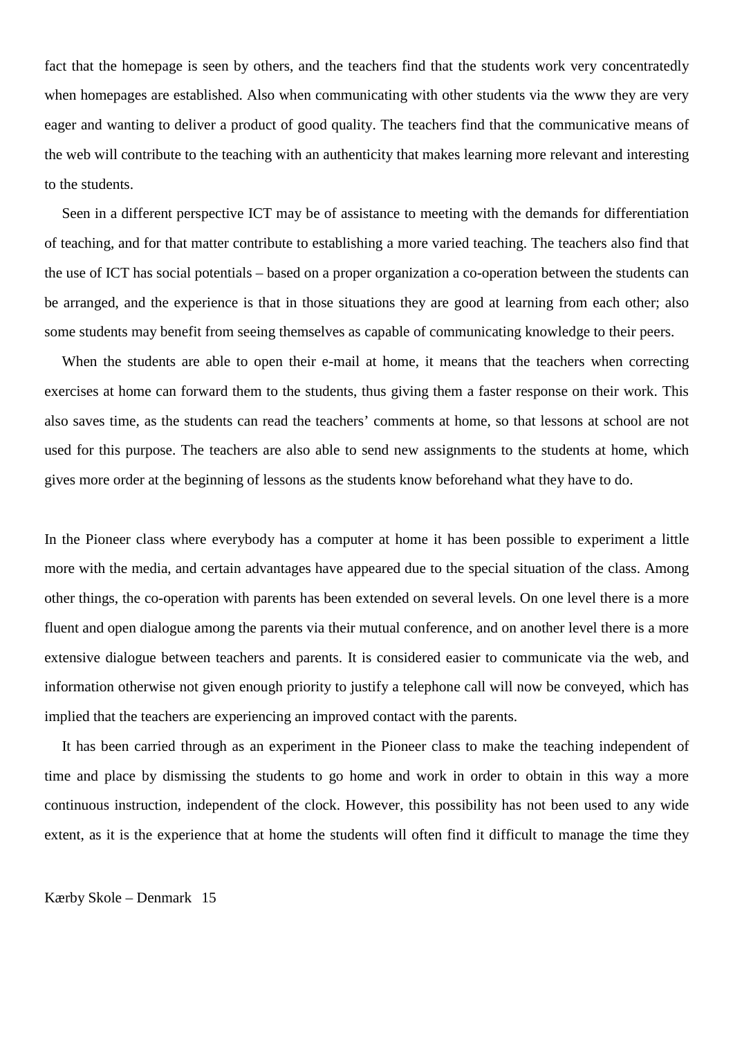fact that the homepage is seen by others, and the teachers find that the students work very concentratedly when homepages are established. Also when communicating with other students via the www they are very eager and wanting to deliver a product of good quality. The teachers find that the communicative means of the web will contribute to the teaching with an authenticity that makes learning more relevant and interesting to the students.

Seen in a different perspective ICT may be of assistance to meeting with the demands for differentiation of teaching, and for that matter contribute to establishing a more varied teaching. The teachers also find that the use of ICT has social potentials – based on a proper organization a co-operation between the students can be arranged, and the experience is that in those situations they are good at learning from each other; also some students may benefit from seeing themselves as capable of communicating knowledge to their peers.

When the students are able to open their e-mail at home, it means that the teachers when correcting exercises at home can forward them to the students, thus giving them a faster response on their work. This also saves time, as the students can read the teachers' comments at home, so that lessons at school are not used for this purpose. The teachers are also able to send new assignments to the students at home, which gives more order at the beginning of lessons as the students know beforehand what they have to do.

In the Pioneer class where everybody has a computer at home it has been possible to experiment a little more with the media, and certain advantages have appeared due to the special situation of the class. Among other things, the co-operation with parents has been extended on several levels. On one level there is a more fluent and open dialogue among the parents via their mutual conference, and on another level there is a more extensive dialogue between teachers and parents. It is considered easier to communicate via the web, and information otherwise not given enough priority to justify a telephone call will now be conveyed, which has implied that the teachers are experiencing an improved contact with the parents.

It has been carried through as an experiment in the Pioneer class to make the teaching independent of time and place by dismissing the students to go home and work in order to obtain in this way a more continuous instruction, independent of the clock. However, this possibility has not been used to any wide extent, as it is the experience that at home the students will often find it difficult to manage the time they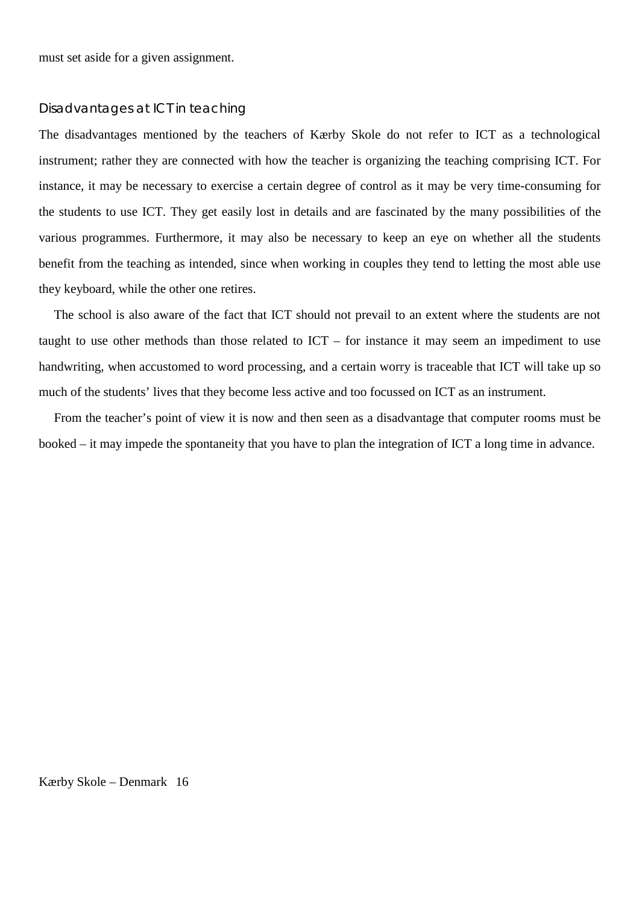must set aside for a given assignment.

### Disadvantages at ICT in teaching

The disadvantages mentioned by the teachers of Kærby Skole do not refer to ICT as a technological instrument; rather they are connected with how the teacher is organizing the teaching comprising ICT. For instance, it may be necessary to exercise a certain degree of control as it may be very time-consuming for the students to use ICT. They get easily lost in details and are fascinated by the many possibilities of the various programmes. Furthermore, it may also be necessary to keep an eye on whether all the students benefit from the teaching as intended, since when working in couples they tend to letting the most able use they keyboard, while the other one retires.

The school is also aware of the fact that ICT should not prevail to an extent where the students are not taught to use other methods than those related to ICT – for instance it may seem an impediment to use handwriting, when accustomed to word processing, and a certain worry is traceable that ICT will take up so much of the students' lives that they become less active and too focussed on ICT as an instrument.

From the teacher's point of view it is now and then seen as a disadvantage that computer rooms must be booked – it may impede the spontaneity that you have to plan the integration of ICT a long time in advance.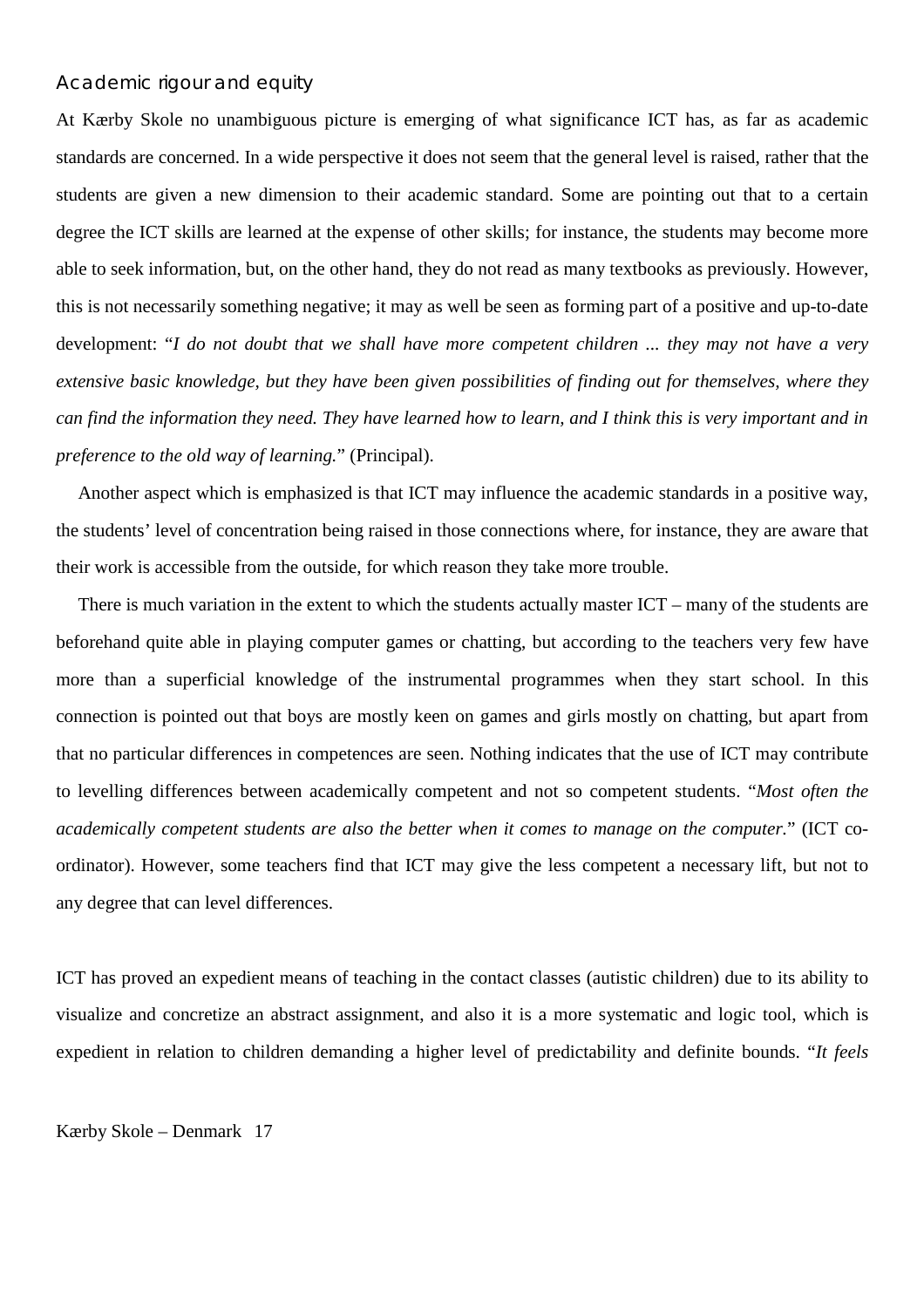### Academic rigour and equity

At Kærby Skole no unambiguous picture is emerging of what significance ICT has, as far as academic standards are concerned. In a wide perspective it does not seem that the general level is raised, rather that the students are given a new dimension to their academic standard. Some are pointing out that to a certain degree the ICT skills are learned at the expense of other skills; for instance, the students may become more able to seek information, but, on the other hand, they do not read as many textbooks as previously. However, this is not necessarily something negative; it may as well be seen as forming part of a positive and up-to-date development: "*I do not doubt that we shall have more competent children ... they may not have a very extensive basic knowledge, but they have been given possibilities of finding out for themselves, where they can find the information they need. They have learned how to learn, and I think this is very important and in preference to the old way of learning.*" (Principal).

Another aspect which is emphasized is that ICT may influence the academic standards in a positive way, the students' level of concentration being raised in those connections where, for instance, they are aware that their work is accessible from the outside, for which reason they take more trouble.

There is much variation in the extent to which the students actually master ICT – many of the students are beforehand quite able in playing computer games or chatting, but according to the teachers very few have more than a superficial knowledge of the instrumental programmes when they start school. In this connection is pointed out that boys are mostly keen on games and girls mostly on chatting, but apart from that no particular differences in competences are seen. Nothing indicates that the use of ICT may contribute to levelling differences between academically competent and not so competent students. "*Most often the academically competent students are also the better when it comes to manage on the computer.*" (ICT co-ordinator). However, some teachers find that ICT may give the less competent a necessary lift, but not to any degree that can level differences.

ICT has proved an expedient means of teaching in the contact classes (autistic children) due to its ability to visualize and concretize an abstract assignment, and also it is a more systematic and logic tool, which is expedient in relation to children demanding a higher level of predictability and definite bounds. "*It feels*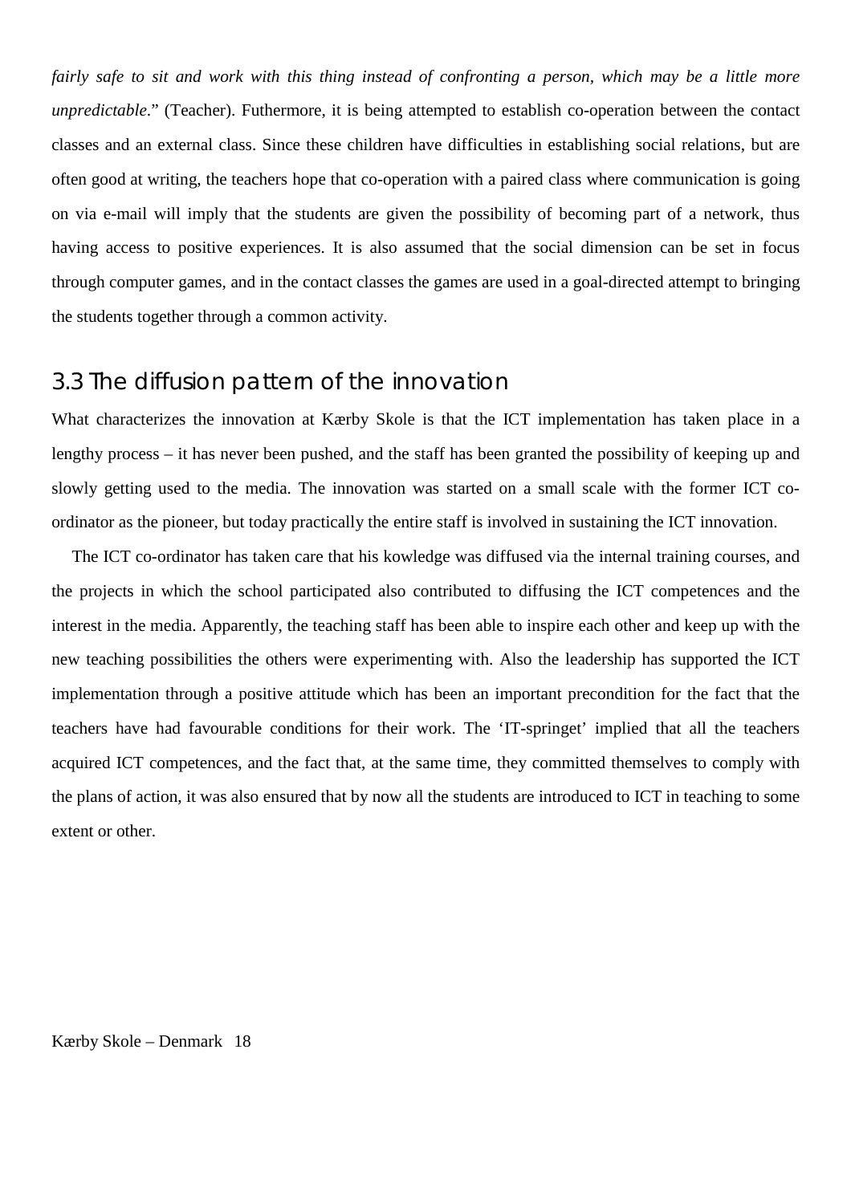*fairly safe to sit and work with this thing instead of confronting a person, which may be a little more unpredictable*." (Teacher). Futhermore, it is being attempted to establish co-operation between the contact classes and an external class. Since these children have difficulties in establishing social relations, but are often good at writing, the teachers hope that co-operation with a paired class where communication is going on via e-mail will imply that the students are given the possibility of becoming part of a network, thus having access to positive experiences. It is also assumed that the social dimension can be set in focus through computer games, and in the contact classes the games are used in a goal-directed attempt to bringing the students together through a common activity.

## 3.3 The diffusion pattern of the innovation

What characterizes the innovation at Kærby Skole is that the ICT implementation has taken place in a lengthy process – it has never been pushed, and the staff has been granted the possibility of keeping up and slowly getting used to the media. The innovation was started on a small scale with the former ICT co-ordinator as the pioneer, but today practically the entire staff is involved in sustaining the ICT innovation.

The ICT co-ordinator has taken care that his kowledge was diffused via the internal training courses, and the projects in which the school participated also contributed to diffusing the ICT competences and the interest in the media. Apparently, the teaching staff has been able to inspire each other and keep up with the new teaching possibilities the others were experimenting with. Also the leadership has supported the ICT implementation through a positive attitude which has been an important precondition for the fact that the teachers have had favourable conditions for their work. The 'IT-springet' implied that all the teachers acquired ICT competences, and the fact that, at the same time, they committed themselves to comply with the plans of action, it was also ensured that by now all the students are introduced to ICT in teaching to some extent or other.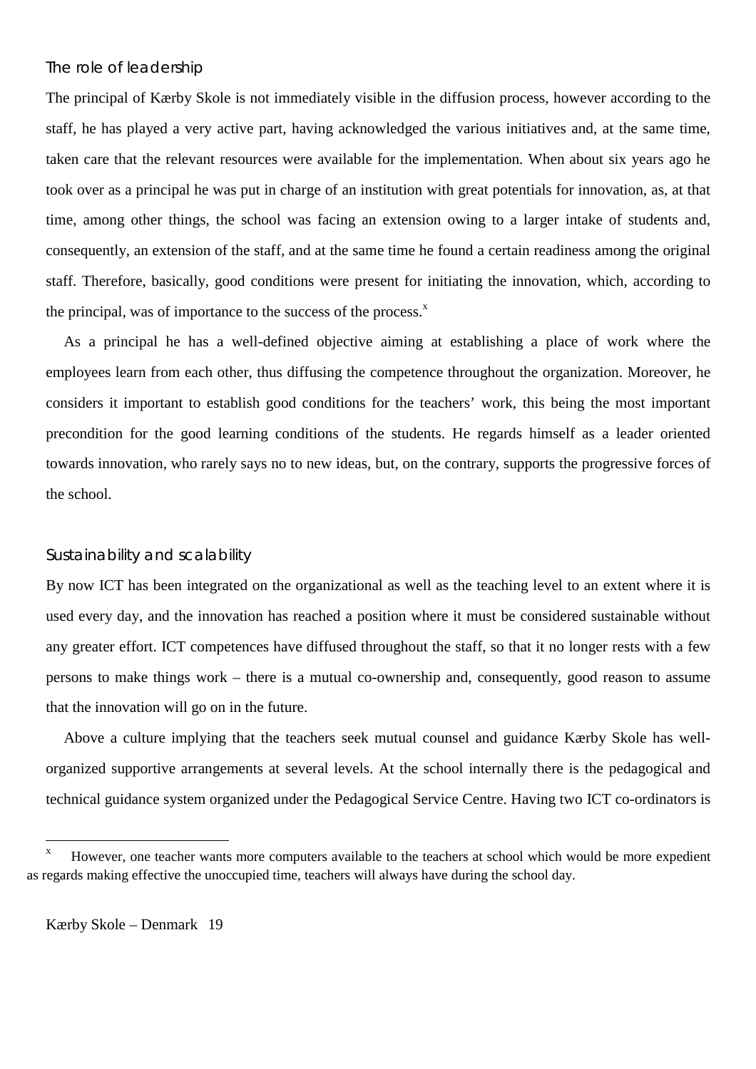### The role of leadership

The principal of Kærby Skole is not immediately visible in the diffusion process, however according to the staff, he has played a very active part, having acknowledged the various initiatives and, at the same time, taken care that the relevant resources were available for the implementation. When about six years ago he took over as a principal he was put in charge of an institution with great potentials for innovation, as, at that time, among other things, the school was facing an extension owing to a larger intake of students and, consequently, an extension of the staff, and at the same time he found a certain readiness among the original staff. Therefore, basically, good conditions were present for initiating the innovation, which, according to the principal, was of importance to the success of the process.[x]

As a principal he has a well-defined objective aiming at establishing a place of work where the employees learn from each other, thus diffusing the competence throughout the organization. Moreover, he considers it important to establish good conditions for the teachers' work, this being the most important precondition for the good learning conditions of the students. He regards himself as a leader oriented towards innovation, who rarely says no to new ideas, but, on the contrary, supports the progressive forces of the school.

### Sustainability and scalability

By now ICT has been integrated on the organizational as well as the teaching level to an extent where it is used every day, and the innovation has reached a position where it must be considered sustainable without any greater effort. ICT competences have diffused throughout the staff, so that it no longer rests with a few persons to make things work – there is a mutual co-ownership and, consequently, good reason to assume that the innovation will go on in the future.

Above a culture implying that the teachers seek mutual counsel and guidance Kærby Skole has well-organized supportive arrangements at several levels. At the school internally there is the pedagogical and technical guidance system organized under the Pedagogical Service Centre. Having two ICT co-ordinators is

[x] However, one teacher wants more computers available to the teachers at school which would be more expedient as regards making effective the unoccupied time, teachers will always have during the school day.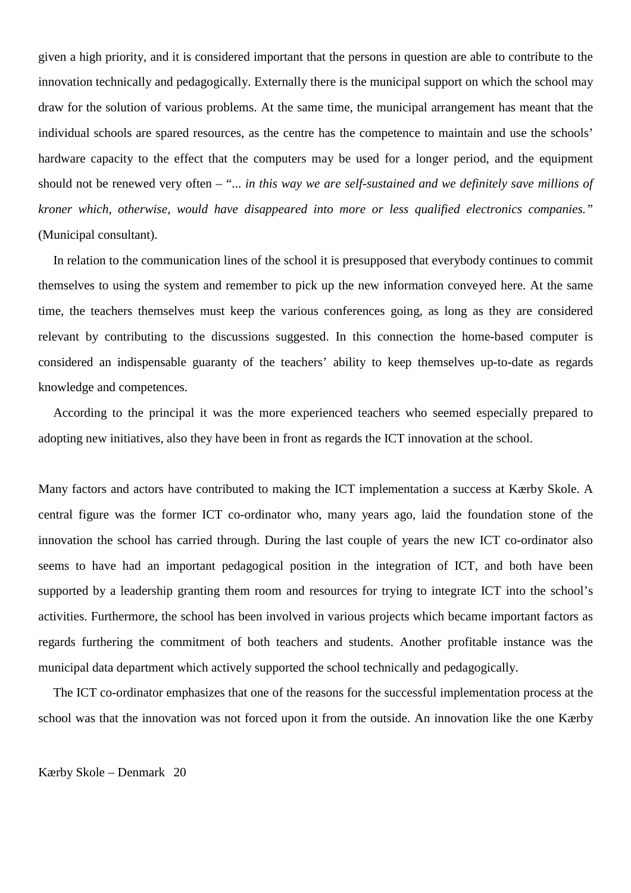given a high priority, and it is considered important that the persons in question are able to contribute to the innovation technically and pedagogically. Externally there is the municipal support on which the school may draw for the solution of various problems. At the same time, the municipal arrangement has meant that the individual schools are spared resources, as the centre has the competence to maintain and use the schools' hardware capacity to the effect that the computers may be used for a longer period, and the equipment should not be renewed very often – "*... in this way we are self-sustained and we definitely save millions of kroner which, otherwise, would have disappeared into more or less qualified electronics companies.*" (Municipal consultant).

In relation to the communication lines of the school it is presupposed that everybody continues to commit themselves to using the system and remember to pick up the new information conveyed here. At the same time, the teachers themselves must keep the various conferences going, as long as they are considered relevant by contributing to the discussions suggested. In this connection the home-based computer is considered an indispensable guaranty of the teachers' ability to keep themselves up-to-date as regards knowledge and competences.

According to the principal it was the more experienced teachers who seemed especially prepared to adopting new initiatives, also they have been in front as regards the ICT innovation at the school.

Many factors and actors have contributed to making the ICT implementation a success at Kærby Skole. A central figure was the former ICT co-ordinator who, many years ago, laid the foundation stone of the innovation the school has carried through. During the last couple of years the new ICT co-ordinator also seems to have had an important pedagogical position in the integration of ICT, and both have been supported by a leadership granting them room and resources for trying to integrate ICT into the school's activities. Furthermore, the school has been involved in various projects which became important factors as regards furthering the commitment of both teachers and students. Another profitable instance was the municipal data department which actively supported the school technically and pedagogically.

The ICT co-ordinator emphasizes that one of the reasons for the successful implementation process at the school was that the innovation was not forced upon it from the outside. An innovation like the one Kærby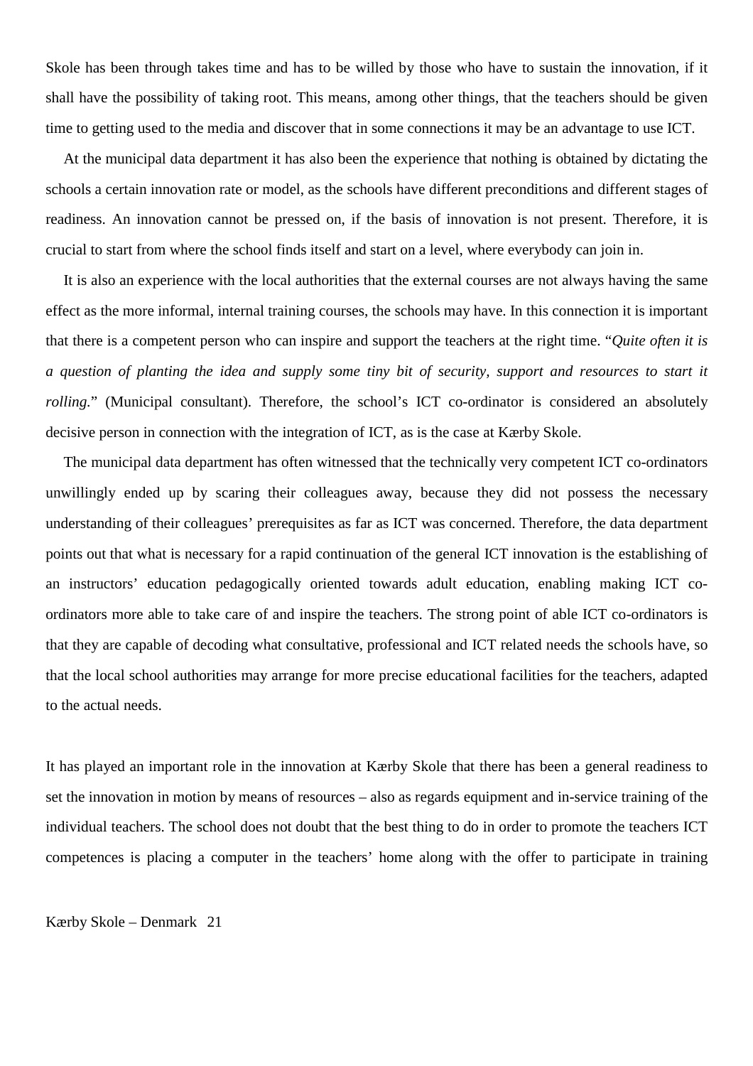Skole has been through takes time and has to be willed by those who have to sustain the innovation, if it shall have the possibility of taking root. This means, among other things, that the teachers should be given time to getting used to the media and discover that in some connections it may be an advantage to use ICT.

At the municipal data department it has also been the experience that nothing is obtained by dictating the schools a certain innovation rate or model, as the schools have different preconditions and different stages of readiness. An innovation cannot be pressed on, if the basis of innovation is not present. Therefore, it is crucial to start from where the school finds itself and start on a level, where everybody can join in.

It is also an experience with the local authorities that the external courses are not always having the same effect as the more informal, internal training courses, the schools may have. In this connection it is important that there is a competent person who can inspire and support the teachers at the right time. "*Quite often it is a question of planting the idea and supply some tiny bit of security, support and resources to start it rolling.*" (Municipal consultant). Therefore, the school's ICT co-ordinator is considered an absolutely decisive person in connection with the integration of ICT, as is the case at Kærby Skole.

The municipal data department has often witnessed that the technically very competent ICT co-ordinators unwillingly ended up by scaring their colleagues away, because they did not possess the necessary understanding of their colleagues' prerequisites as far as ICT was concerned. Therefore, the data department points out that what is necessary for a rapid continuation of the general ICT innovation is the establishing of an instructors' education pedagogically oriented towards adult education, enabling making ICT co-ordinators more able to take care of and inspire the teachers. The strong point of able ICT co-ordinators is that they are capable of decoding what consultative, professional and ICT related needs the schools have, so that the local school authorities may arrange for more precise educational facilities for the teachers, adapted to the actual needs.

It has played an important role in the innovation at Kærby Skole that there has been a general readiness to set the innovation in motion by means of resources – also as regards equipment and in-service training of the individual teachers. The school does not doubt that the best thing to do in order to promote the teachers ICT competences is placing a computer in the teachers' home along with the offer to participate in training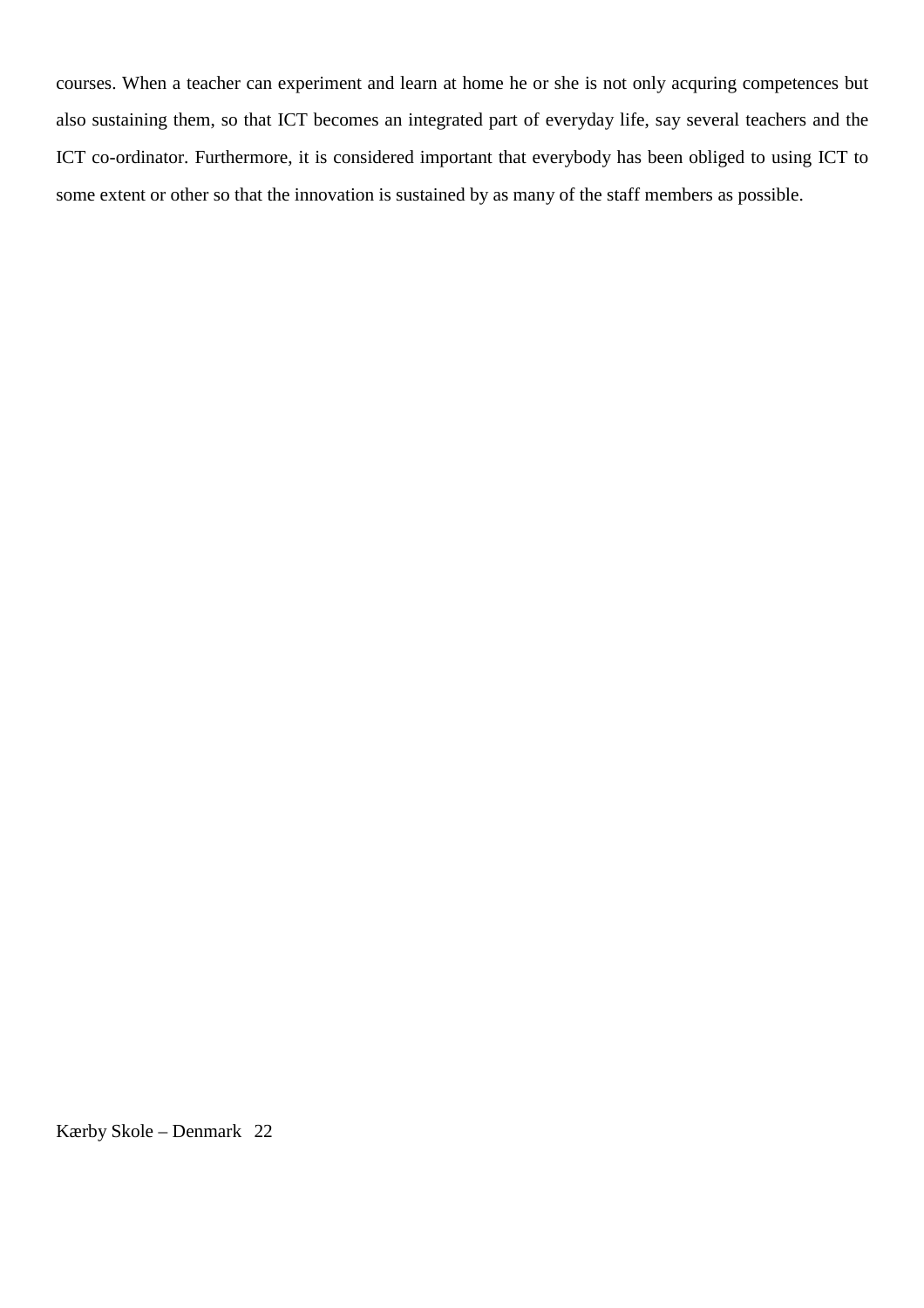courses. When a teacher can experiment and learn at home he or she is not only acquring competences but also sustaining them, so that ICT becomes an integrated part of everyday life, say several teachers and the ICT co-ordinator. Furthermore, it is considered important that everybody has been obliged to using ICT to some extent or other so that the innovation is sustained by as many of the staff members as possible.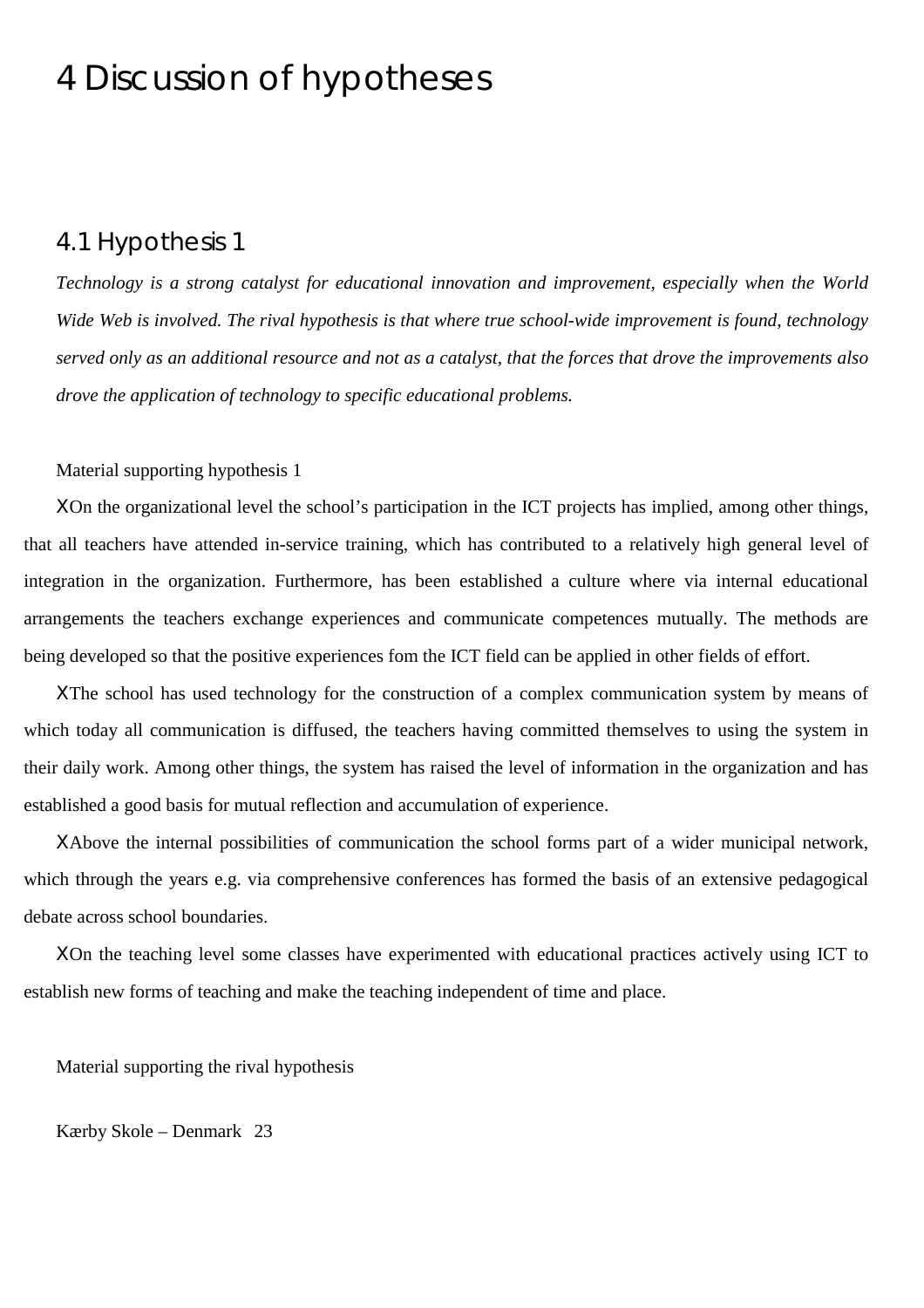# 4 Discussion of hypotheses

## 4.1 Hypothesis 1

*Technology is a strong catalyst for educational innovation and improvement, especially when the World Wide Web is involved. The rival hypothesis is that where true school-wide improvement is found, technology served only as an additional resource and not as a catalyst, that the forces that drove the improvements also drove the application of technology to specific educational problems.*

Material supporting hypothesis 1

- On the organizational level the school's participation in the ICT projects has implied, among other things, that all teachers have attended in-service training, which has contributed to a relatively high general level of integration in the organization. Furthermore, has been established a culture where via internal educational arrangements the teachers exchange experiences and communicate competences mutually. The methods are being developed so that the positive experiences fom the ICT field can be applied in other fields of effort.
- The school has used technology for the construction of a complex communication system by means of which today all communication is diffused, the teachers having committed themselves to using the system in their daily work. Among other things, the system has raised the level of information in the organization and has established a good basis for mutual reflection and accumulation of experience.
- Above the internal possibilities of communication the school forms part of a wider municipal network, which through the years e.g. via comprehensive conferences has formed the basis of an extensive pedagogical debate across school boundaries.
- On the teaching level some classes have experimented with educational practices actively using ICT to establish new forms of teaching and make the teaching independent of time and place.

Material supporting the rival hypothesis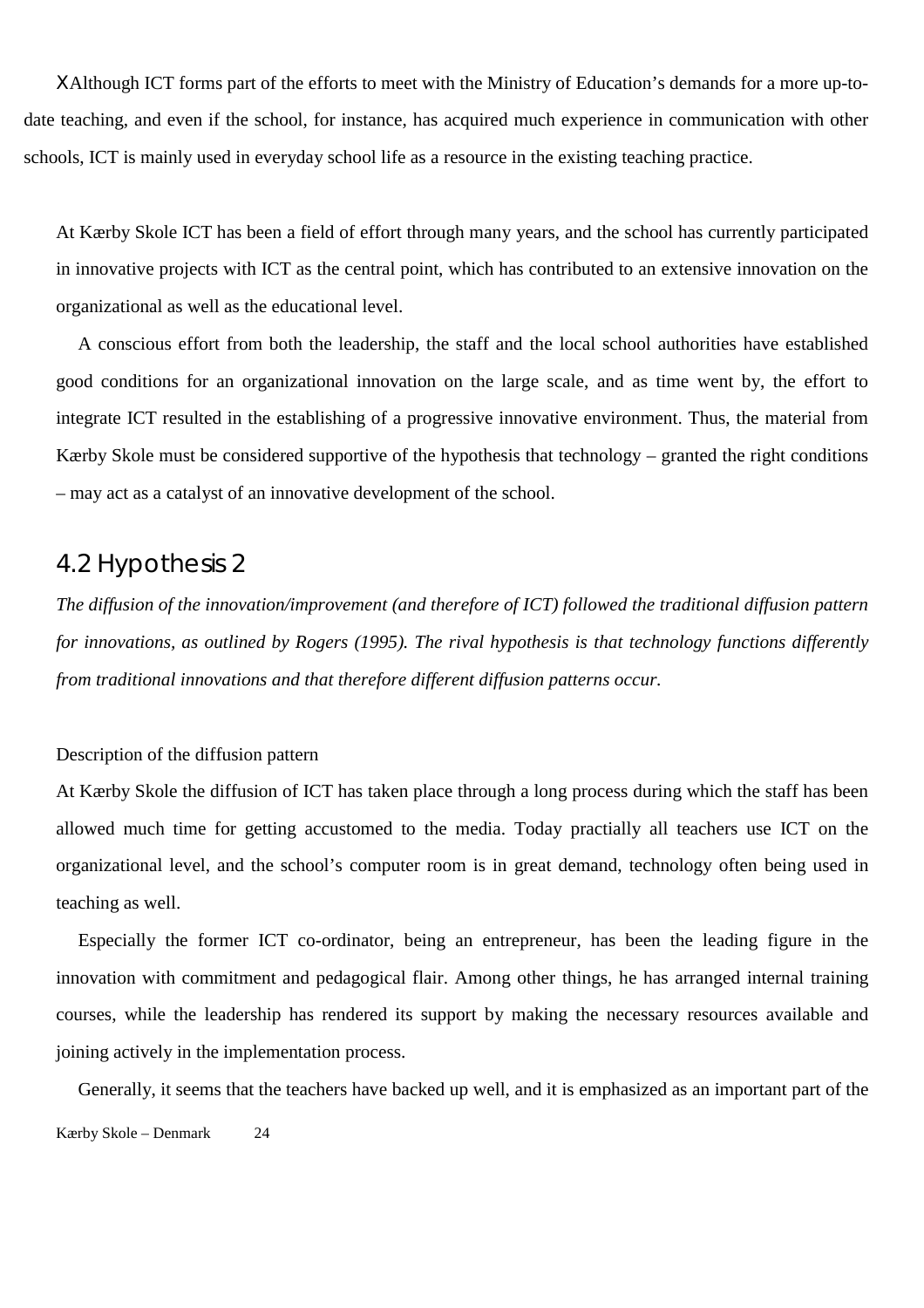XAlthough ICT forms part of the efforts to meet with the Ministry of Education's demands for a more up-to-date teaching, and even if the school, for instance, has acquired much experience in communication with other schools, ICT is mainly used in everyday school life as a resource in the existing teaching practice.

At Kærby Skole ICT has been a field of effort through many years, and the school has currently participated in innovative projects with ICT as the central point, which has contributed to an extensive innovation on the organizational as well as the educational level.

A conscious effort from both the leadership, the staff and the local school authorities have established good conditions for an organizational innovation on the large scale, and as time went by, the effort to integrate ICT resulted in the establishing of a progressive innovative environment. Thus, the material from Kærby Skole must be considered supportive of the hypothesis that technology – granted the right conditions – may act as a catalyst of an innovative development of the school.

## 4.2 Hypothesis 2

*The diffusion of the innovation/improvement (and therefore of ICT) followed the traditional diffusion pattern for innovations, as outlined by Rogers (1995). The rival hypothesis is that technology functions differently from traditional innovations and that therefore different diffusion patterns occur.*

Description of the diffusion pattern

At Kærby Skole the diffusion of ICT has taken place through a long process during which the staff has been allowed much time for getting accustomed to the media. Today practially all teachers use ICT on the organizational level, and the school's computer room is in great demand, technology often being used in teaching as well.

Especially the former ICT co-ordinator, being an entrepreneur, has been the leading figure in the innovation with commitment and pedagogical flair. Among other things, he has arranged internal training courses, while the leadership has rendered its support by making the necessary resources available and joining actively in the implementation process.

Generally, it seems that the teachers have backed up well, and it is emphasized as an important part of the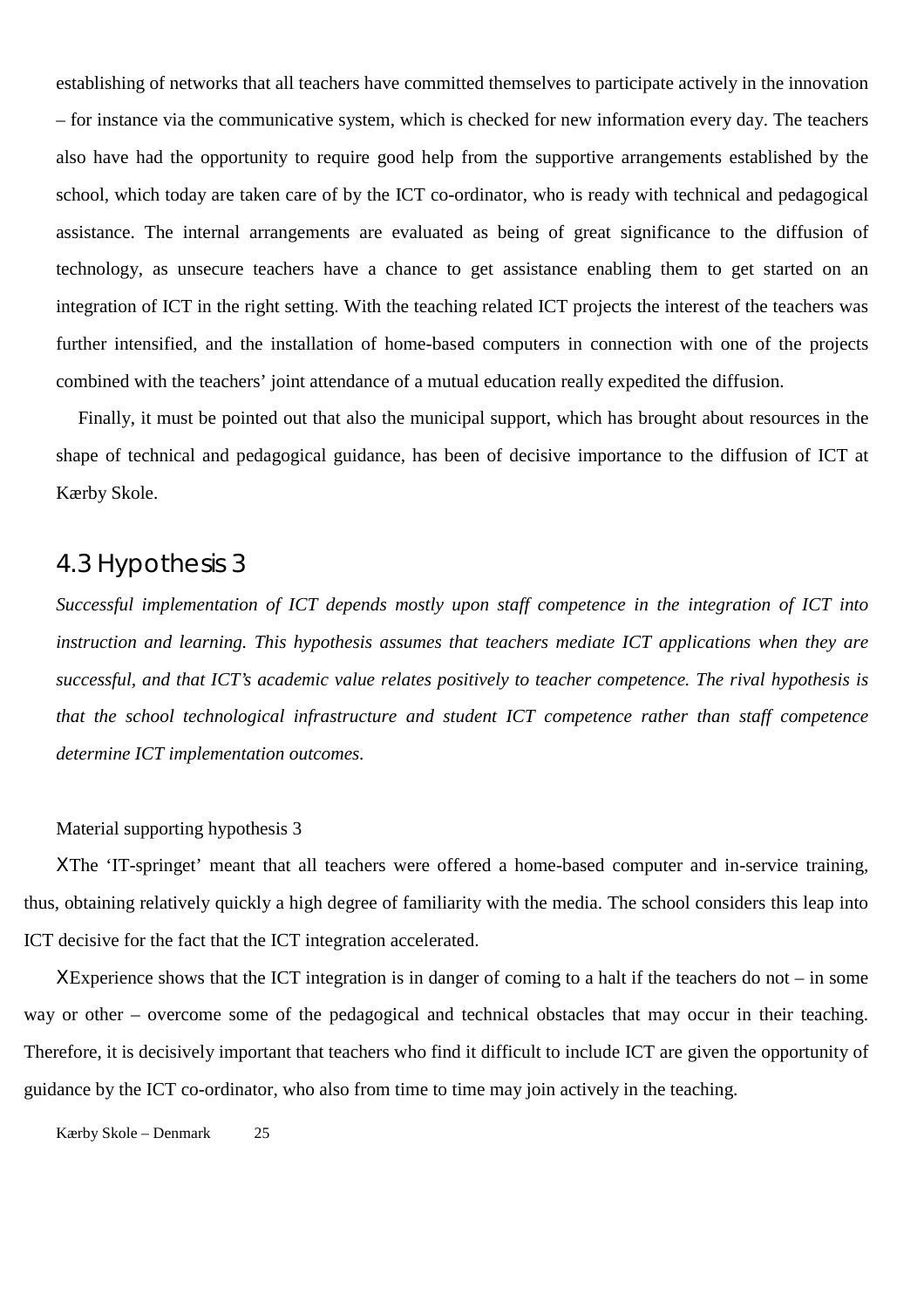establishing of networks that all teachers have committed themselves to participate actively in the innovation – for instance via the communicative system, which is checked for new information every day. The teachers also have had the opportunity to require good help from the supportive arrangements established by the school, which today are taken care of by the ICT co-ordinator, who is ready with technical and pedagogical assistance. The internal arrangements are evaluated as being of great significance to the diffusion of technology, as unsecure teachers have a chance to get assistance enabling them to get started on an integration of ICT in the right setting. With the teaching related ICT projects the interest of the teachers was further intensified, and the installation of home-based computers in connection with one of the projects combined with the teachers' joint attendance of a mutual education really expedited the diffusion.

Finally, it must be pointed out that also the municipal support, which has brought about resources in the shape of technical and pedagogical guidance, has been of decisive importance to the diffusion of ICT at Kærby Skole.

## 4.3 Hypothesis 3

*Successful implementation of ICT depends mostly upon staff competence in the integration of ICT into instruction and learning. This hypothesis assumes that teachers mediate ICT applications when they are successful, and that ICT's academic value relates positively to teacher competence. The rival hypothesis is that the school technological infrastructure and student ICT competence rather than staff competence determine ICT implementation outcomes.*

Material supporting hypothesis 3

- The 'IT-springet' meant that all teachers were offered a home-based computer and in-service training, thus, obtaining relatively quickly a high degree of familiarity with the media. The school considers this leap into ICT decisive for the fact that the ICT integration accelerated.
- Experience shows that the ICT integration is in danger of coming to a halt if the teachers do not – in some way or other – overcome some of the pedagogical and technical obstacles that may occur in their teaching. Therefore, it is decisively important that teachers who find it difficult to include ICT are given the opportunity of guidance by the ICT co-ordinator, who also from time to time may join actively in the teaching.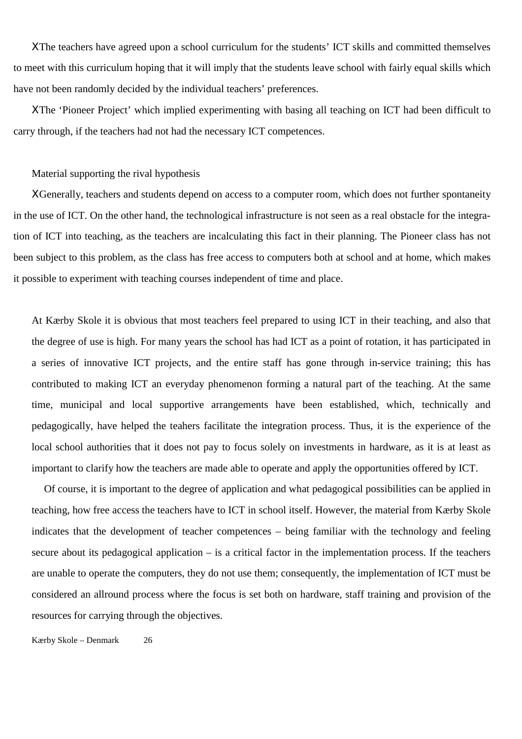- The teachers have agreed upon a school curriculum for the students' ICT skills and committed themselves to meet with this curriculum hoping that it will imply that the students leave school with fairly equal skills which have not been randomly decided by the individual teachers' preferences.
- The 'Pioneer Project' which implied experimenting with basing all teaching on ICT had been difficult to carry through, if the teachers had not had the necessary ICT competences.

Material supporting the rival hypothesis

- Generally, teachers and students depend on access to a computer room, which does not further spontaneity in the use of ICT. On the other hand, the technological infrastructure is not seen as a real obstacle for the integration of ICT into teaching, as the teachers are incalculating this fact in their planning. The Pioneer class has not been subject to this problem, as the class has free access to computers both at school and at home, which makes it possible to experiment with teaching courses independent of time and place.

At Kærby Skole it is obvious that most teachers feel prepared to using ICT in their teaching, and also that the degree of use is high. For many years the school has had ICT as a point of rotation, it has participated in a series of innovative ICT projects, and the entire staff has gone through in-service training; this has contributed to making ICT an everyday phenomenon forming a natural part of the teaching. At the same time, municipal and local supportive arrangements have been established, which, technically and pedagogically, have helped the teahers facilitate the integration process. Thus, it is the experience of the local school authorities that it does not pay to focus solely on investments in hardware, as it is at least as important to clarify how the teachers are made able to operate and apply the opportunities offered by ICT.

Of course, it is important to the degree of application and what pedagogical possibilities can be applied in teaching, how free access the teachers have to ICT in school itself. However, the material from Kærby Skole indicates that the development of teacher competences – being familiar with the technology and feeling secure about its pedagogical application – is a critical factor in the implementation process. If the teachers are unable to operate the computers, they do not use them; consequently, the implementation of ICT must be considered an allround process where the focus is set both on hardware, staff training and provision of the resources for carrying through the objectives.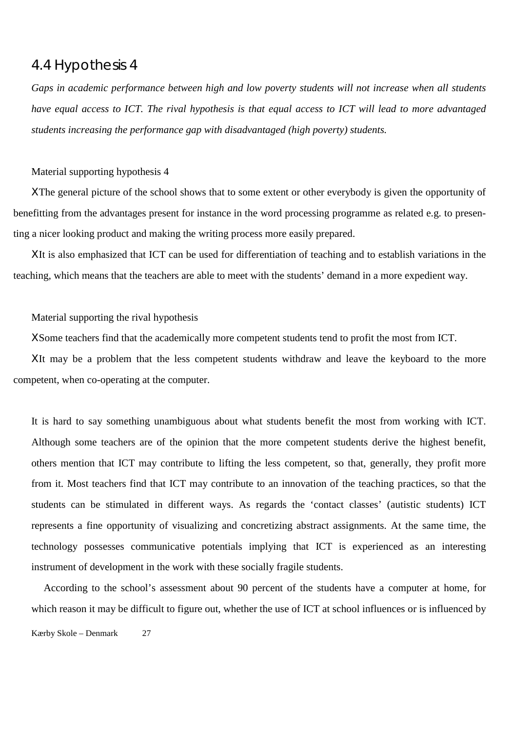## 4.4 Hypothesis 4

*Gaps in academic performance between high and low poverty students will not increase when all students have equal access to ICT. The rival hypothesis is that equal access to ICT will lead to more advantaged students increasing the performance gap with disadvantaged (high poverty) students.*

Material supporting hypothesis 4

- The general picture of the school shows that to some extent or other everybody is given the opportunity of benefitting from the advantages present for instance in the word processing programme as related e.g. to presenting a nicer looking product and making the writing process more easily prepared.
- It is also emphasized that ICT can be used for differentiation of teaching and to establish variations in the teaching, which means that the teachers are able to meet with the students' demand in a more expedient way.

Material supporting the rival hypothesis

- Some teachers find that the academically more competent students tend to profit the most from ICT.
- It may be a problem that the less competent students withdraw and leave the keyboard to the more competent, when co-operating at the computer.

It is hard to say something unambiguous about what students benefit the most from working with ICT. Although some teachers are of the opinion that the more competent students derive the highest benefit, others mention that ICT may contribute to lifting the less competent, so that, generally, they profit more from it. Most teachers find that ICT may contribute to an innovation of the teaching practices, so that the students can be stimulated in different ways. As regards the 'contact classes' (autistic students) ICT represents a fine opportunity of visualizing and concretizing abstract assignments. At the same time, the technology possesses communicative potentials implying that ICT is experienced as an interesting instrument of development in the work with these socially fragile students.

According to the school's assessment about 90 percent of the students have a computer at home, for which reason it may be difficult to figure out, whether the use of ICT at school influences or is influenced by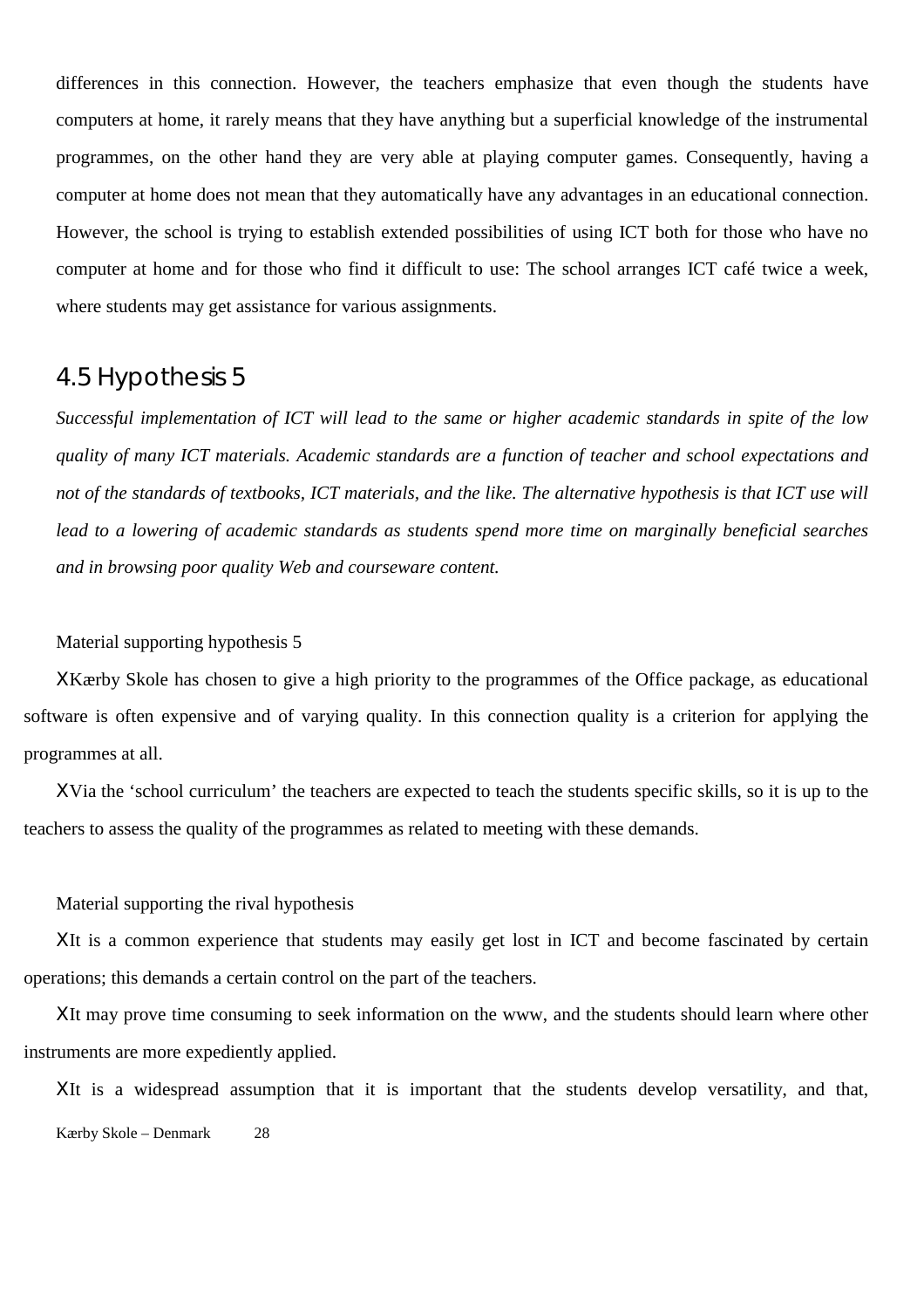differences in this connection. However, the teachers emphasize that even though the students have computers at home, it rarely means that they have anything but a superficial knowledge of the instrumental programmes, on the other hand they are very able at playing computer games. Consequently, having a computer at home does not mean that they automatically have any advantages in an educational connection. However, the school is trying to establish extended possibilities of using ICT both for those who have no computer at home and for those who find it difficult to use: The school arranges ICT café twice a week, where students may get assistance for various assignments.

## 4.5 Hypothesis 5

*Successful implementation of ICT will lead to the same or higher academic standards in spite of the low quality of many ICT materials. Academic standards are a function of teacher and school expectations and not of the standards of textbooks, ICT materials, and the like. The alternative hypothesis is that ICT use will lead to a lowering of academic standards as students spend more time on marginally beneficial searches and in browsing poor quality Web and courseware content.*

Material supporting hypothesis 5

- Kærby Skole has chosen to give a high priority to the programmes of the Office package, as educational software is often expensive and of varying quality. In this connection quality is a criterion for applying the programmes at all.
- Via the 'school curriculum' the teachers are expected to teach the students specific skills, so it is up to the teachers to assess the quality of the programmes as related to meeting with these demands.

Material supporting the rival hypothesis

- It is a common experience that students may easily get lost in ICT and become fascinated by certain operations; this demands a certain control on the part of the teachers.
- It may prove time consuming to seek information on the www, and the students should learn where other instruments are more expediently applied.
- It is a widespread assumption that it is important that the students develop versatility, and that,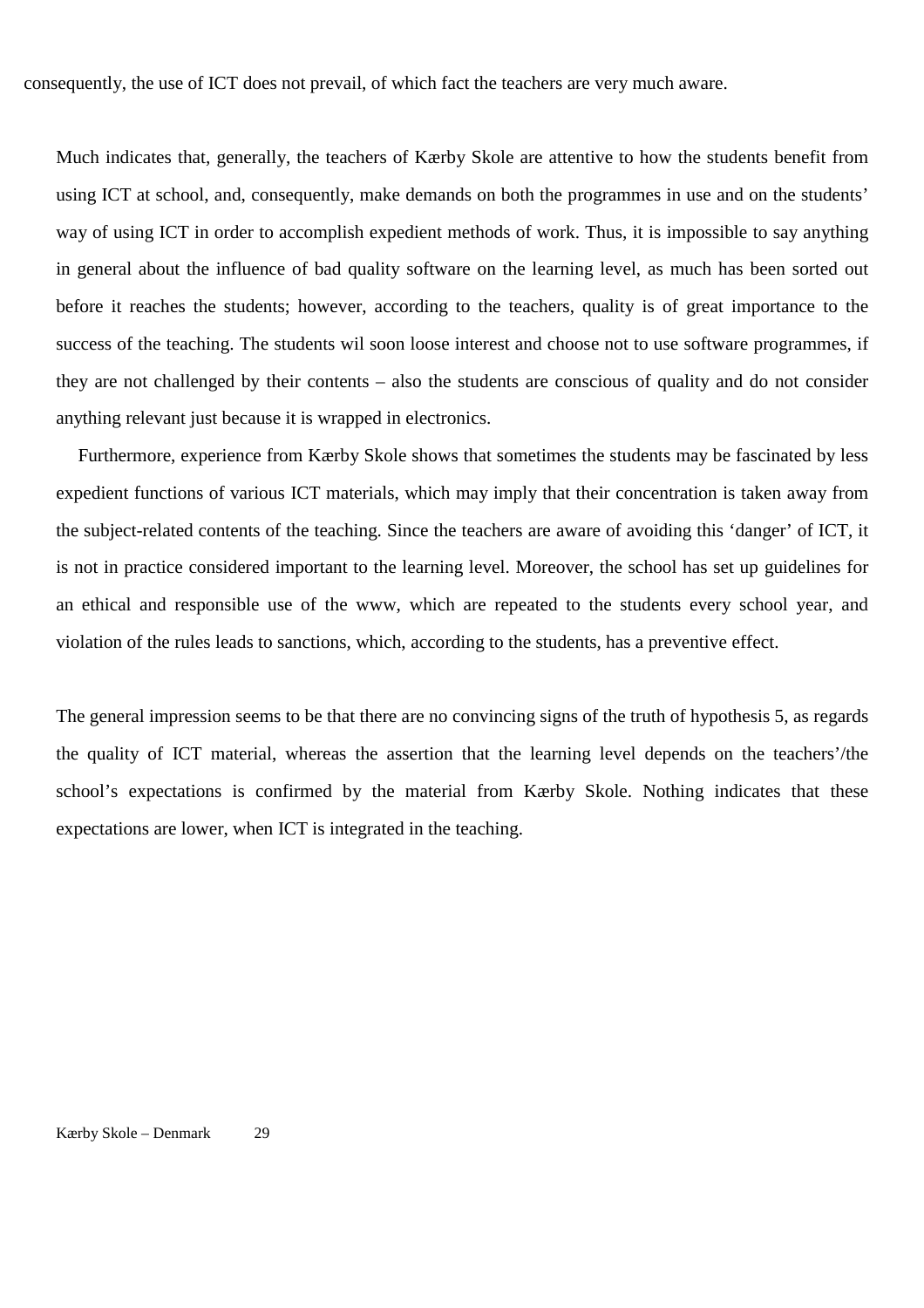consequently, the use of ICT does not prevail, of which fact the teachers are very much aware.

Much indicates that, generally, the teachers of Kærby Skole are attentive to how the students benefit from using ICT at school, and, consequently, make demands on both the programmes in use and on the students' way of using ICT in order to accomplish expedient methods of work. Thus, it is impossible to say anything in general about the influence of bad quality software on the learning level, as much has been sorted out before it reaches the students; however, according to the teachers, quality is of great importance to the success of the teaching. The students wil soon loose interest and choose not to use software programmes, if they are not challenged by their contents – also the students are conscious of quality and do not consider anything relevant just because it is wrapped in electronics.

Furthermore, experience from Kærby Skole shows that sometimes the students may be fascinated by less expedient functions of various ICT materials, which may imply that their concentration is taken away from the subject-related contents of the teaching. Since the teachers are aware of avoiding this 'danger' of ICT, it is not in practice considered important to the learning level. Moreover, the school has set up guidelines for an ethical and responsible use of the www, which are repeated to the students every school year, and violation of the rules leads to sanctions, which, according to the students, has a preventive effect.

The general impression seems to be that there are no convincing signs of the truth of hypothesis 5, as regards the quality of ICT material, whereas the assertion that the learning level depends on the teachers'/the school's expectations is confirmed by the material from Kærby Skole. Nothing indicates that these expectations are lower, when ICT is integrated in the teaching.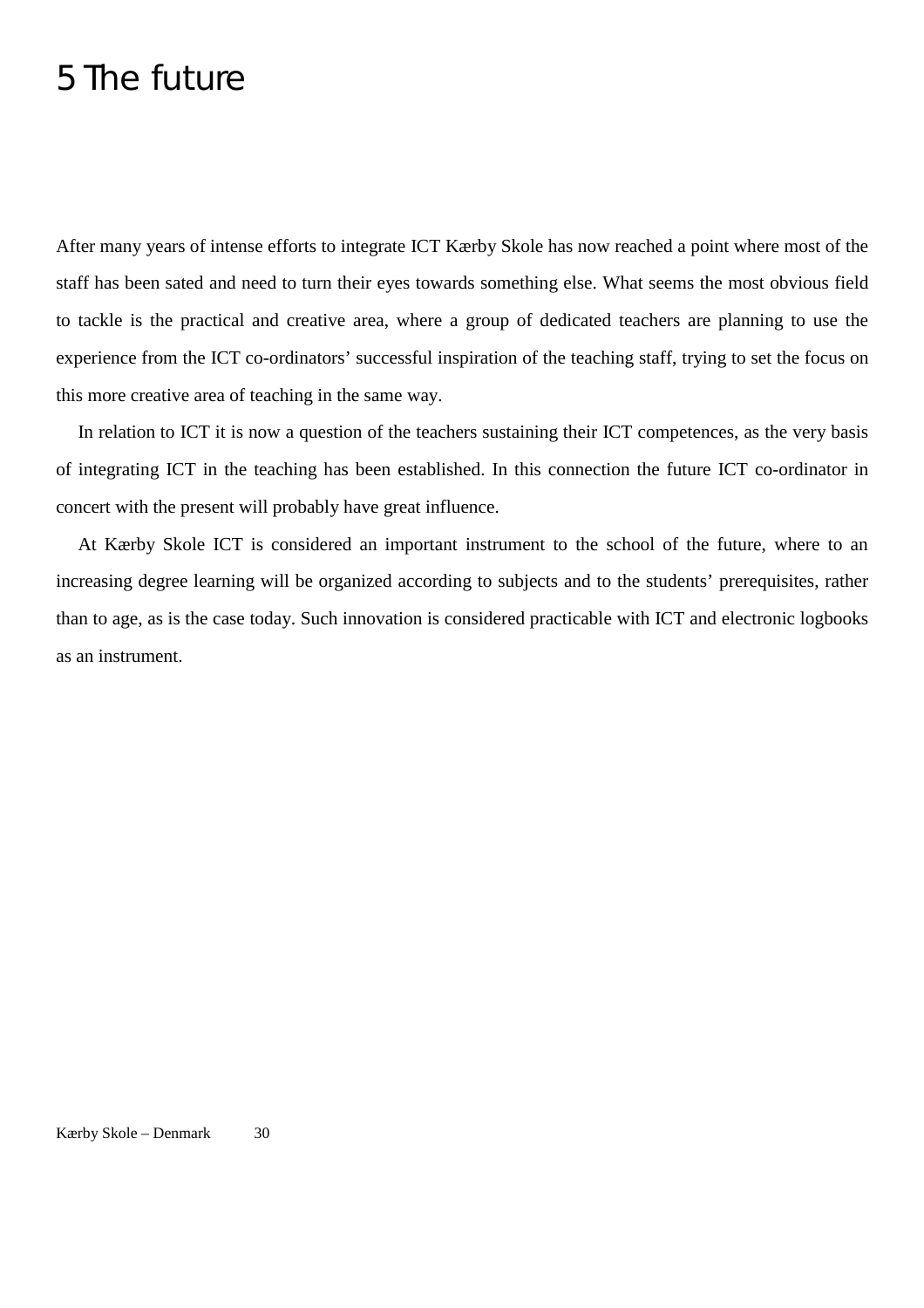# 5 The future

After many years of intense efforts to integrate ICT Kærby Skole has now reached a point where most of the staff has been sated and need to turn their eyes towards something else. What seems the most obvious field to tackle is the practical and creative area, where a group of dedicated teachers are planning to use the experience from the ICT co-ordinators' successful inspiration of the teaching staff, trying to set the focus on this more creative area of teaching in the same way.

In relation to ICT it is now a question of the teachers sustaining their ICT competences, as the very basis of integrating ICT in the teaching has been established. In this connection the future ICT co-ordinator in concert with the present will probably have great influence.

At Kærby Skole ICT is considered an important instrument to the school of the future, where to an increasing degree learning will be organized according to subjects and to the students' prerequisites, rather than to age, as is the case today. Such innovation is considered practicable with ICT and electronic logbooks as an instrument.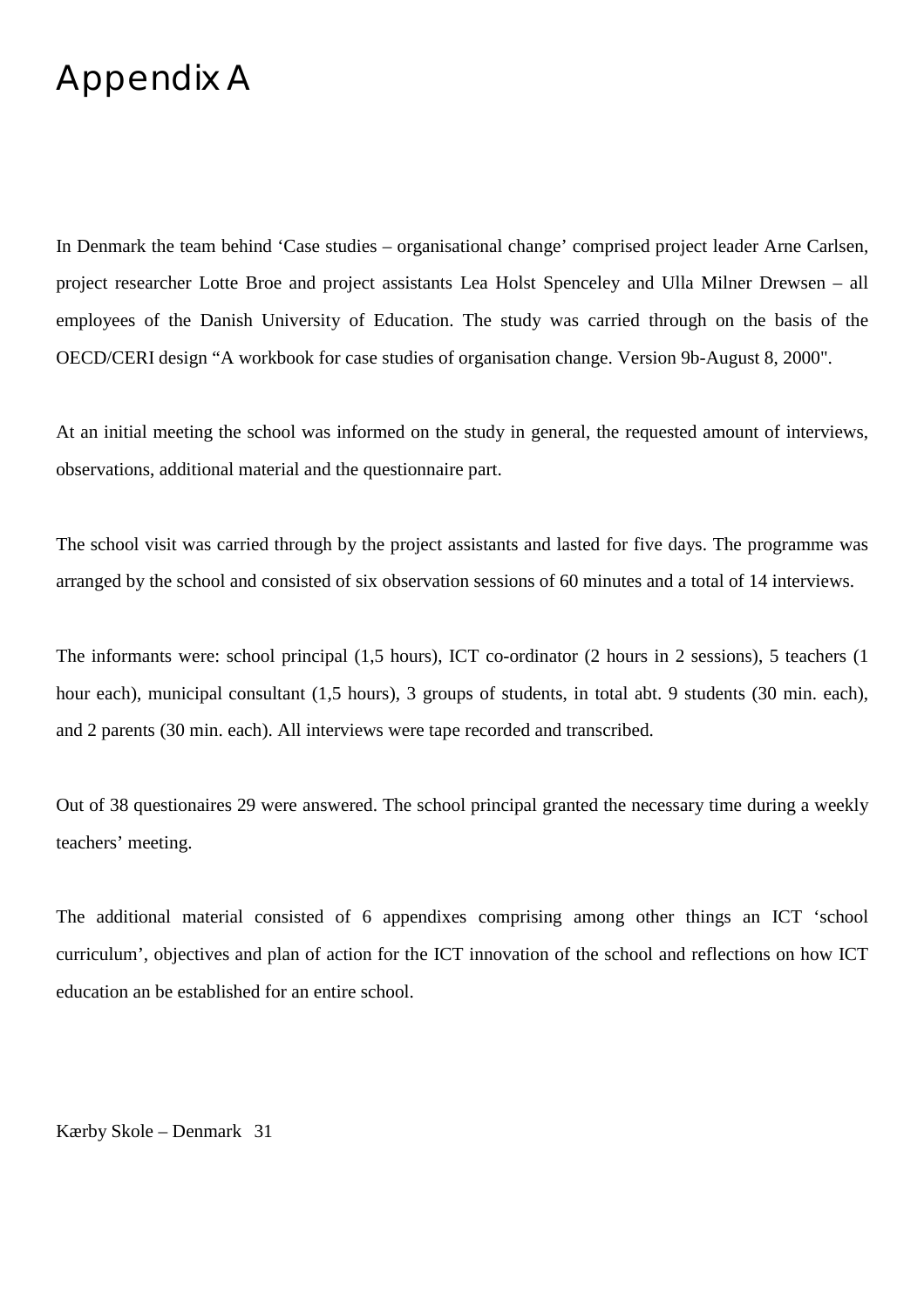# Appendix A

In Denmark the team behind ‘Case studies – organisational change’ comprised project leader Arne Carlsen, project researcher Lotte Broe and project assistants Lea Holst Spenceley and Ulla Milner Drewsen – all employees of the Danish University of Education. The study was carried through on the basis of the OECD/CERI design “A workbook for case studies of organisation change. Version 9b-August 8, 2000".

At an initial meeting the school was informed on the study in general, the requested amount of interviews, observations, additional material and the questionnaire part.

The school visit was carried through by the project assistants and lasted for five days. The programme was arranged by the school and consisted of six observation sessions of 60 minutes and a total of 14 interviews.

The informants were: school principal (1,5 hours), ICT co-ordinator (2 hours in 2 sessions), 5 teachers (1 hour each), municipal consultant (1,5 hours), 3 groups of students, in total abt. 9 students (30 min. each), and 2 parents (30 min. each). All interviews were tape recorded and transcribed.

Out of 38 questionaires 29 were answered. The school principal granted the necessary time during a weekly teachers’ meeting.

The additional material consisted of 6 appendixes comprising among other things an ICT ‘school curriculum’, objectives and plan of action for the ICT innovation of the school and reflections on how ICT education an be established for an entire school.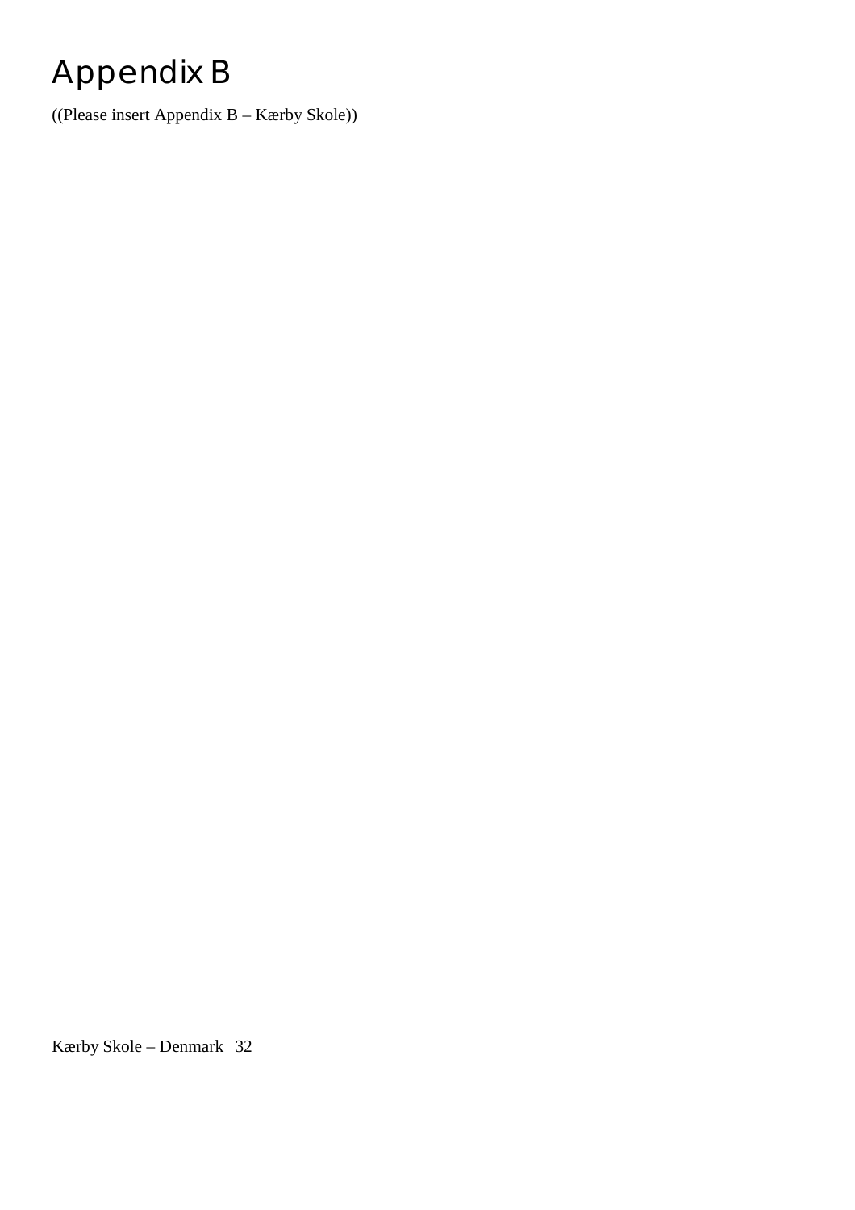# Appendix B

((Please insert Appendix B – Kærby Skole))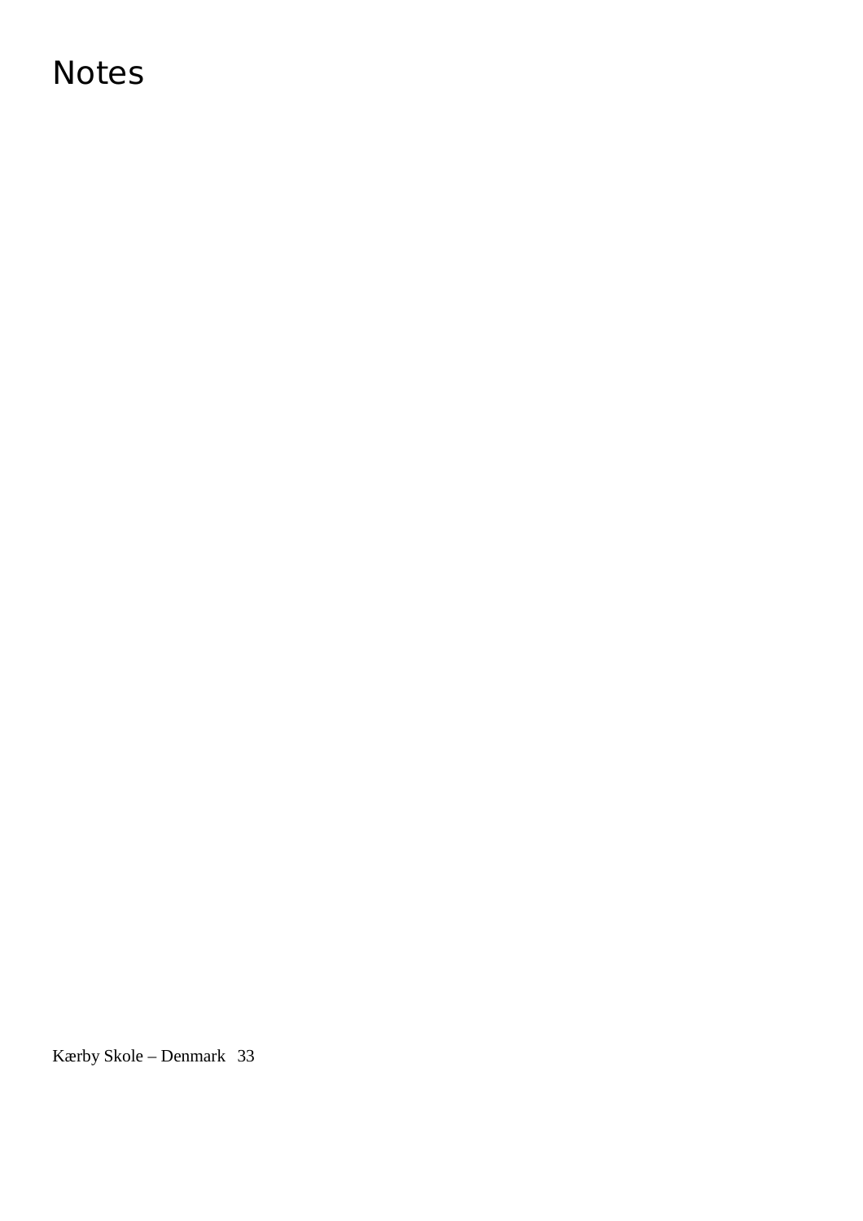# Notes